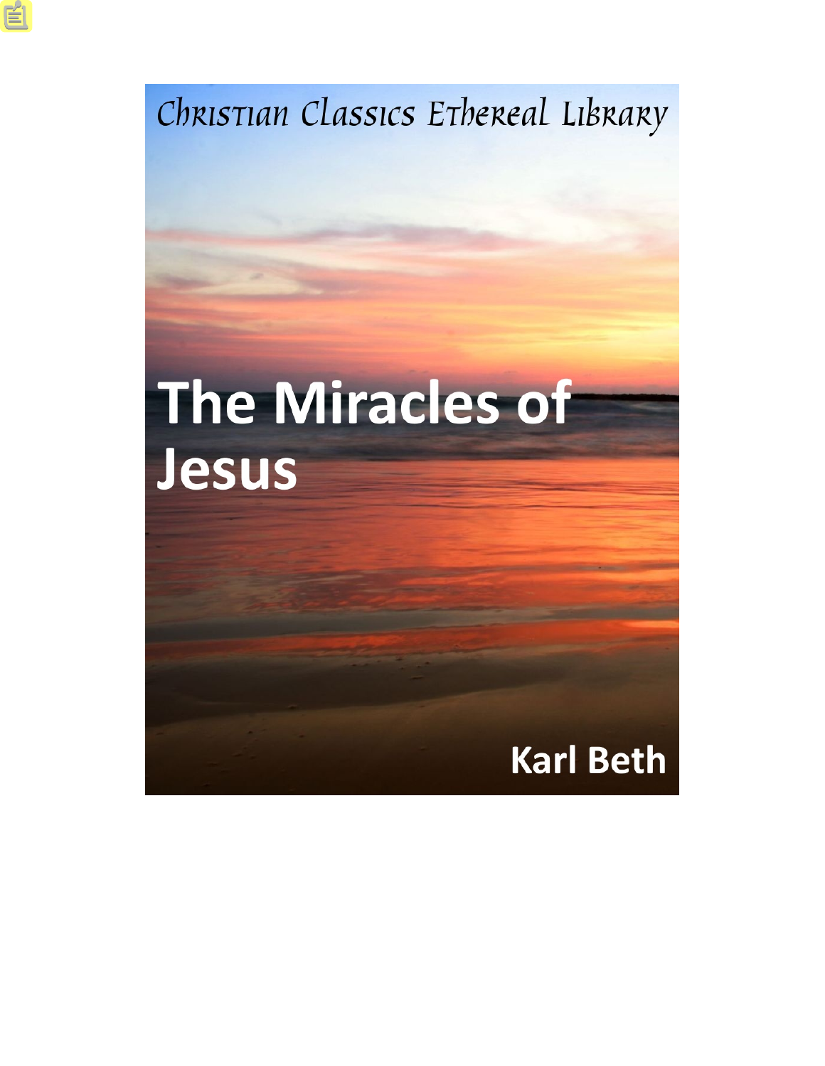Christian Classics Ethereal Library

# The Miracles of Jesus

Karl Beth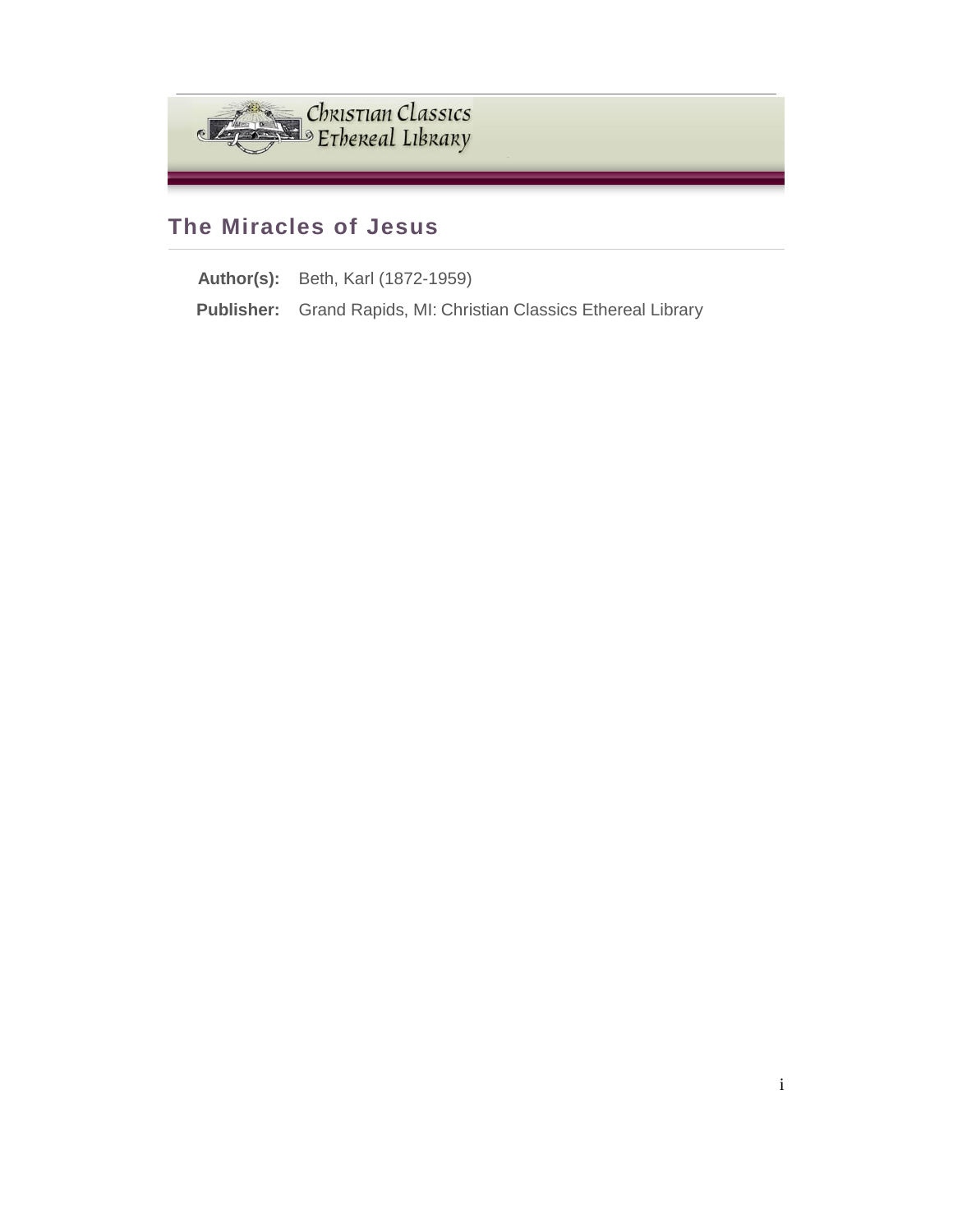Christian Classics Ethereal Library

## The Miracles of Jesus

**Author(s):** Beth, Karl (1872-1959)

**Publisher:** Grand Rapids, MI: Christian Classics Ethereal Library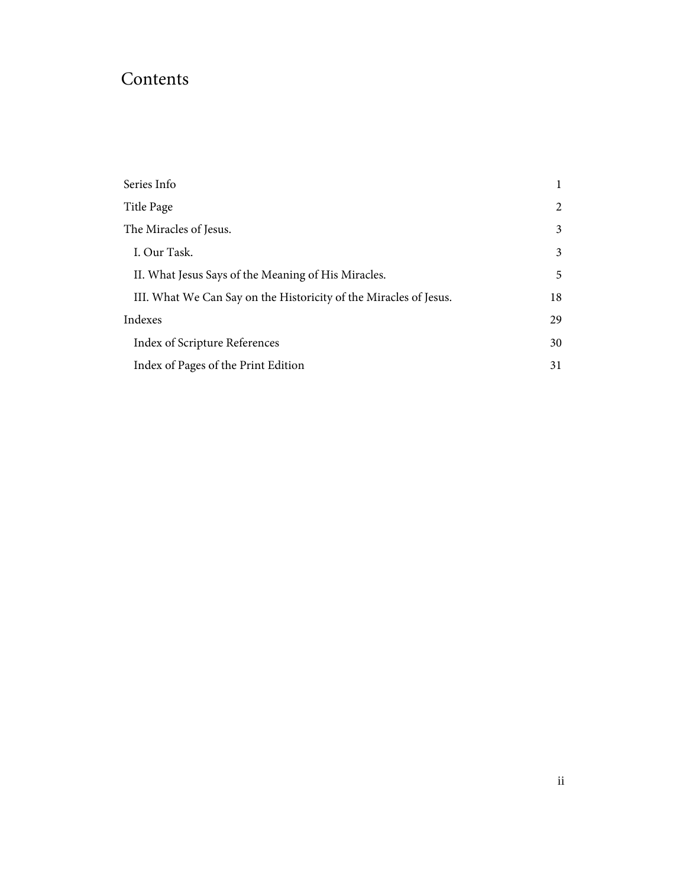# Contents

| | |
|---|---|
| Series Info | 1 |
| Title Page | 2 |
| The Miracles of Jesus. | 3 |
| I. Our Task. | 3 |
| II. What Jesus Says of the Meaning of His Miracles. | 5 |
| III. What We Can Say on the Historicity of the Miracles of Jesus. | 18 |
| Indexes | 29 |
| Index of Scripture References | 30 |
| Index of Pages of the Print Edition | 31 |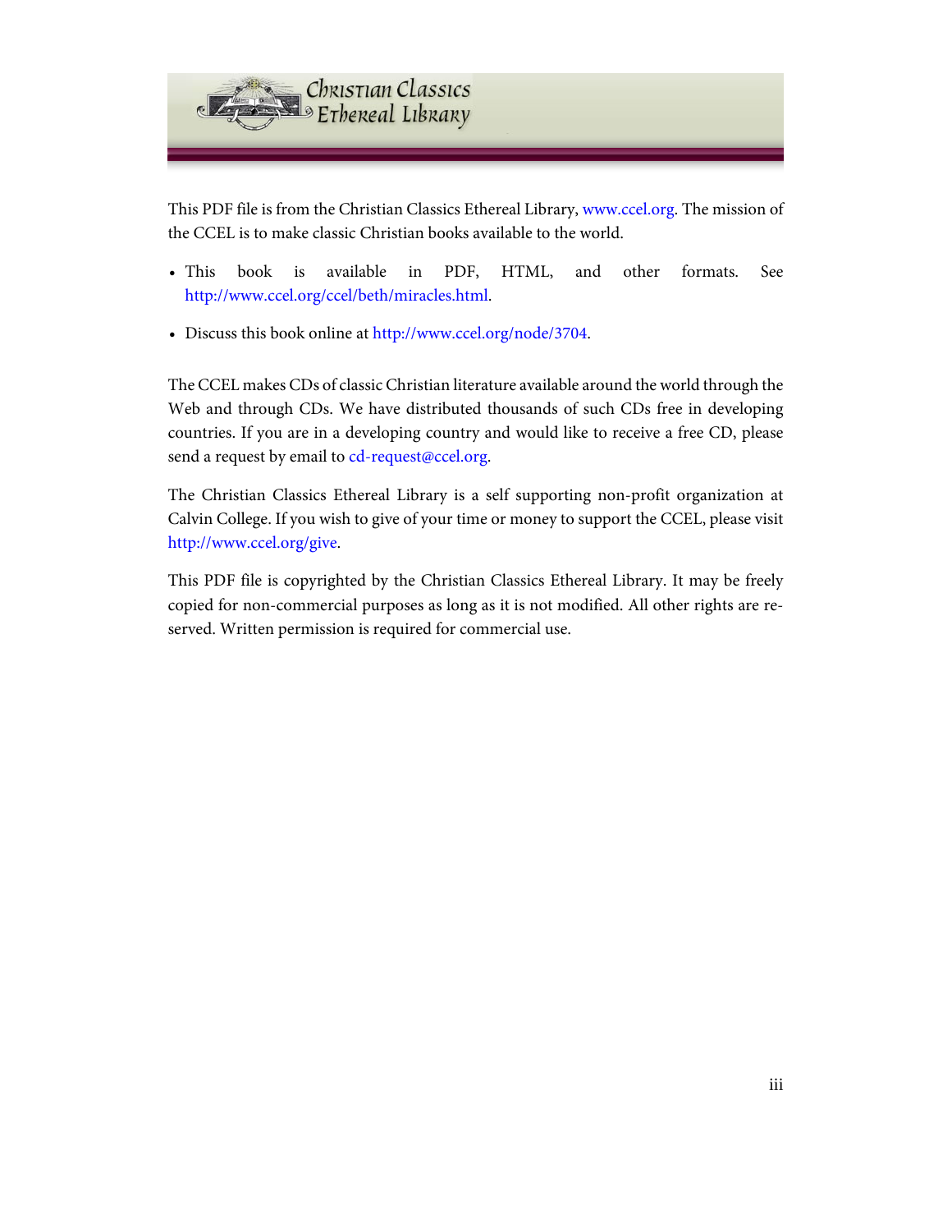This PDF file is from the Christian Classics Ethereal Library, www.ccel.org. The mission of the CCEL is to make classic Christian books available to the world.

- This book is available in PDF, HTML, and other formats. See http://www.ccel.org/ccel/beth/miracles.html.
- Discuss this book online at http://www.ccel.org/node/3704.

The CCEL makes CDs of classic Christian literature available around the world through the Web and through CDs. We have distributed thousands of such CDs free in developing countries. If you are in a developing country and would like to receive a free CD, please send a request by email to cd-request@ccel.org.

The Christian Classics Ethereal Library is a self supporting non-profit organization at Calvin College. If you wish to give of your time or money to support the CCEL, please visit http://www.ccel.org/give.

This PDF file is copyrighted by the Christian Classics Ethereal Library. It may be freely copied for non-commercial purposes as long as it is not modified. All other rights are reserved. Written permission is required for commercial use.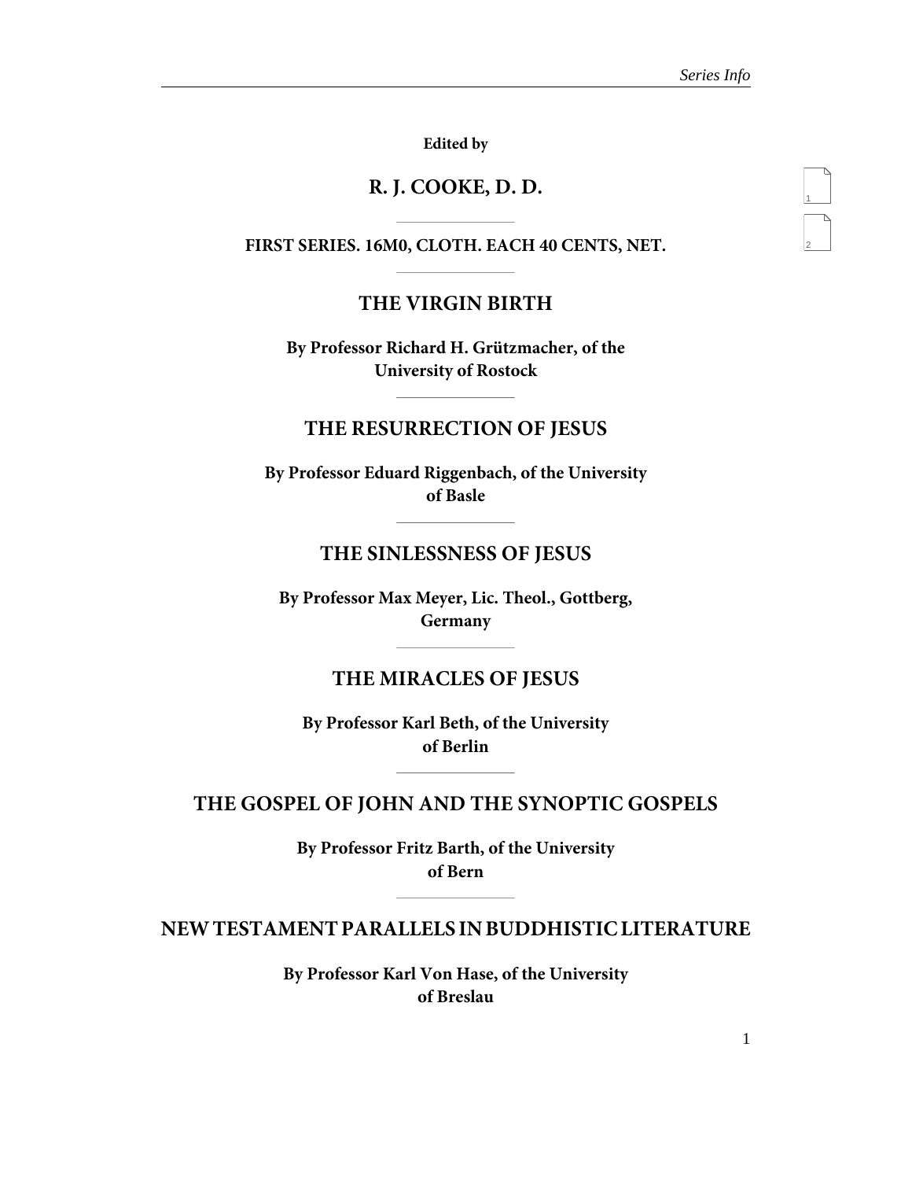**Edited by**

## R. J. COOKE, D. D.

---

**FIRST SERIES. 16M0, CLOTH. EACH 40 CENTS, NET.**

---

## THE VIRGIN BIRTH

**By Professor Richard H. Grützmacher, of the University of Rostock**

---

## THE RESURRECTION OF JESUS

**By Professor Eduard Riggenbach, of the University of Basle**

---

## THE SINLESSNESS OF JESUS

**By Professor Max Meyer, Lic. Theol., Gottberg, Germany**

---

## THE MIRACLES OF JESUS

**By Professor Karl Beth, of the University of Berlin**

---

## THE GOSPEL OF JOHN AND THE SYNOPTIC GOSPELS

**By Professor Fritz Barth, of the University of Bern**

---

## NEW TESTAMENT PARALLELS IN BUDDHISTIC LITERATURE

**By Professor Karl Von Hase, of the University of Breslau**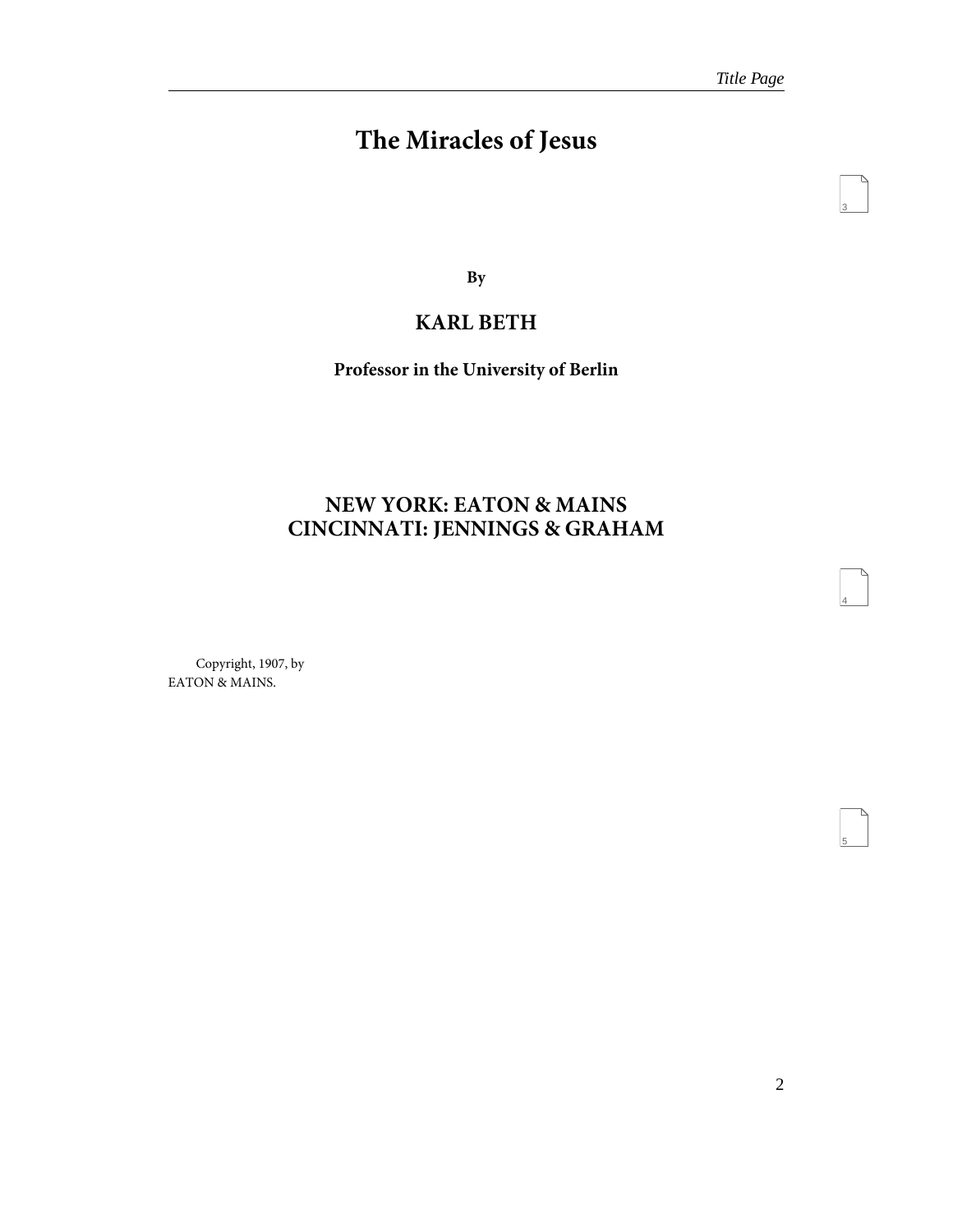# The Miracles of Jesus

**By**

## KARL BETH

**Professor in the University of Berlin**

## NEW YORK: EATON & MAINS
## CINCINNATI: JENNINGS & GRAHAM

Copyright, 1907, by
EATON & MAINS.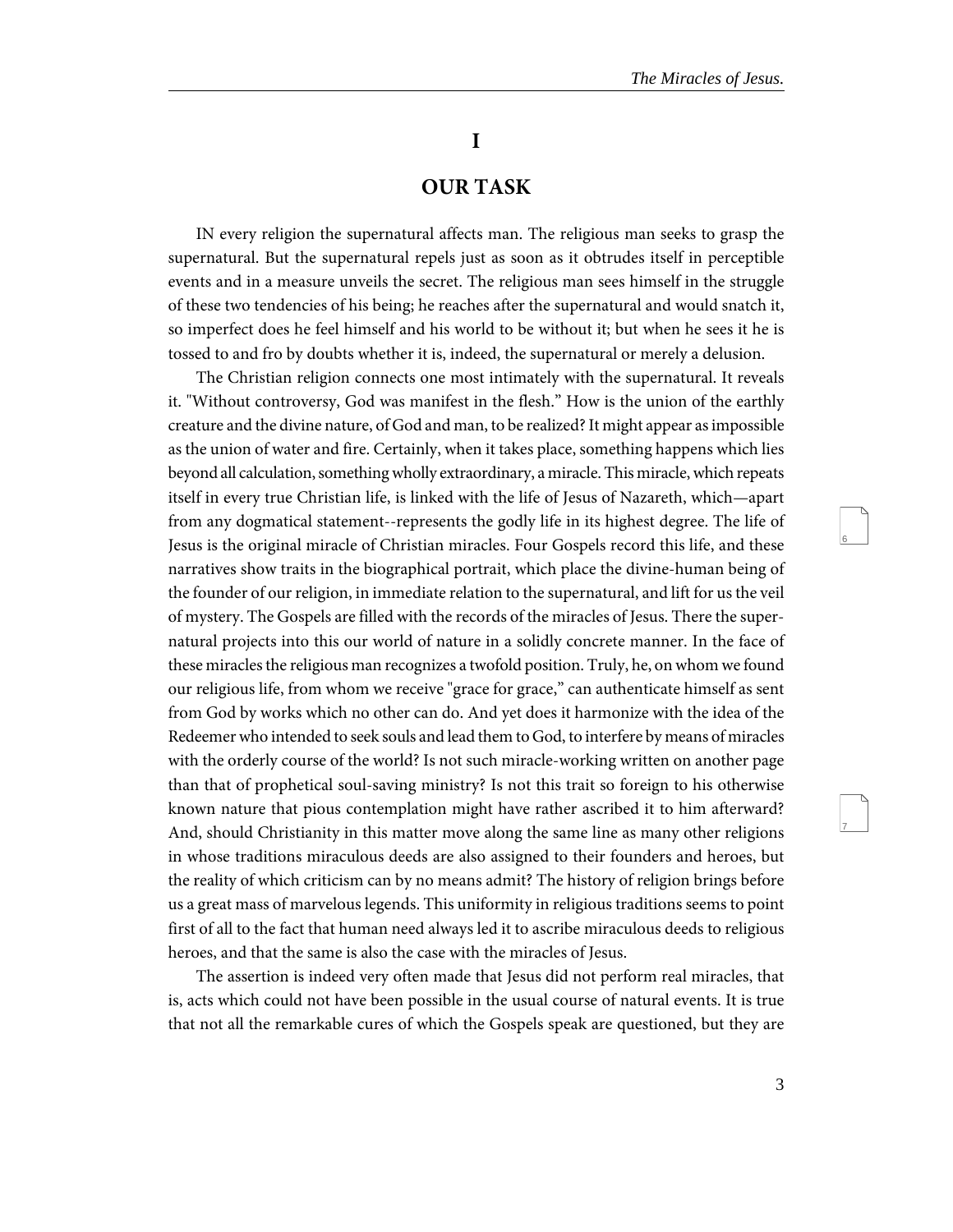# I

## OUR TASK

IN every religion the supernatural affects man. The religious man seeks to grasp the supernatural. But the supernatural repels just as soon as it obtrudes itself in perceptible events and in a measure unveils the secret. The religious man sees himself in the struggle of these two tendencies of his being; he reaches after the supernatural and would snatch it, so imperfect does he feel himself and his world to be without it; but when he sees it he is tossed to and fro by doubts whether it is, indeed, the supernatural or merely a delusion.

The Christian religion connects one most intimately with the supernatural. It reveals it. "Without controversy, God was manifest in the flesh." How is the union of the earthly creature and the divine nature, of God and man, to be realized? It might appear as impossible as the union of water and fire. Certainly, when it takes place, something happens which lies beyond all calculation, something wholly extraordinary, a miracle. This miracle, which repeats itself in every true Christian life, is linked with the life of Jesus of Nazareth, which—apart from any dogmatical statement--represents the godly life in its highest degree. The life of Jesus is the original miracle of Christian miracles. Four Gospels record this life, and these narratives show traits in the biographical portrait, which place the divine-human being of the founder of our religion, in immediate relation to the supernatural, and lift for us the veil of mystery. The Gospels are filled with the records of the miracles of Jesus. There the supernatural projects into this our world of nature in a solidly concrete manner. In the face of these miracles the religious man recognizes a twofold position. Truly, he, on whom we found our religious life, from whom we receive "grace for grace," can authenticate himself as sent from God by works which no other can do. And yet does it harmonize with the idea of the Redeemer who intended to seek souls and lead them to God, to interfere by means of miracles with the orderly course of the world? Is not such miracle-working written on another page than that of prophetical soul-saving ministry? Is not this trait so foreign to his otherwise known nature that pious contemplation might have rather ascribed it to him afterward? And, should Christianity in this matter move along the same line as many other religions in whose traditions miraculous deeds are also assigned to their founders and heroes, but the reality of which criticism can by no means admit? The history of religion brings before us a great mass of marvelous legends. This uniformity in religious traditions seems to point first of all to the fact that human need always led it to ascribe miraculous deeds to religious heroes, and that the same is also the case with the miracles of Jesus.

The assertion is indeed very often made that Jesus did not perform real miracles, that is, acts which could not have been possible in the usual course of natural events. It is true that not all the remarkable cures of which the Gospels speak are questioned, but they are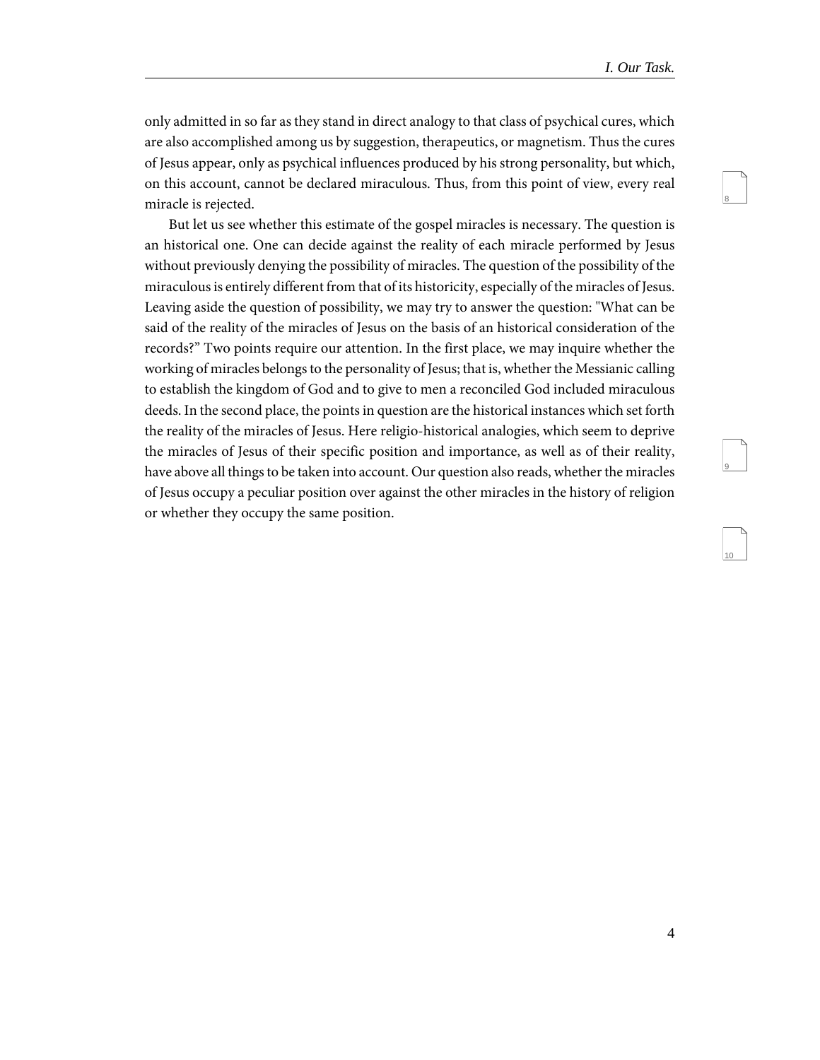only admitted in so far as they stand in direct analogy to that class of psychical cures, which are also accomplished among us by suggestion, therapeutics, or magnetism. Thus the cures of Jesus appear, only as psychical influences produced by his strong personality, but which, on this account, cannot be declared miraculous. Thus, from this point of view, every real miracle is rejected.

But let us see whether this estimate of the gospel miracles is necessary. The question is an historical one. One can decide against the reality of each miracle performed by Jesus without previously denying the possibility of miracles. The question of the possibility of the miraculous is entirely different from that of its historicity, especially of the miracles of Jesus. Leaving aside the question of possibility, we may try to answer the question: "What can be said of the reality of the miracles of Jesus on the basis of an historical consideration of the records?" Two points require our attention. In the first place, we may inquire whether the working of miracles belongs to the personality of Jesus; that is, whether the Messianic calling to establish the kingdom of God and to give to men a reconciled God included miraculous deeds. In the second place, the points in question are the historical instances which set forth the reality of the miracles of Jesus. Here religio-historical analogies, which seem to deprive the miracles of Jesus of their specific position and importance, as well as of their reality, have above all things to be taken into account. Our question also reads, whether the miracles of Jesus occupy a peculiar position over against the other miracles in the history of religion or whether they occupy the same position.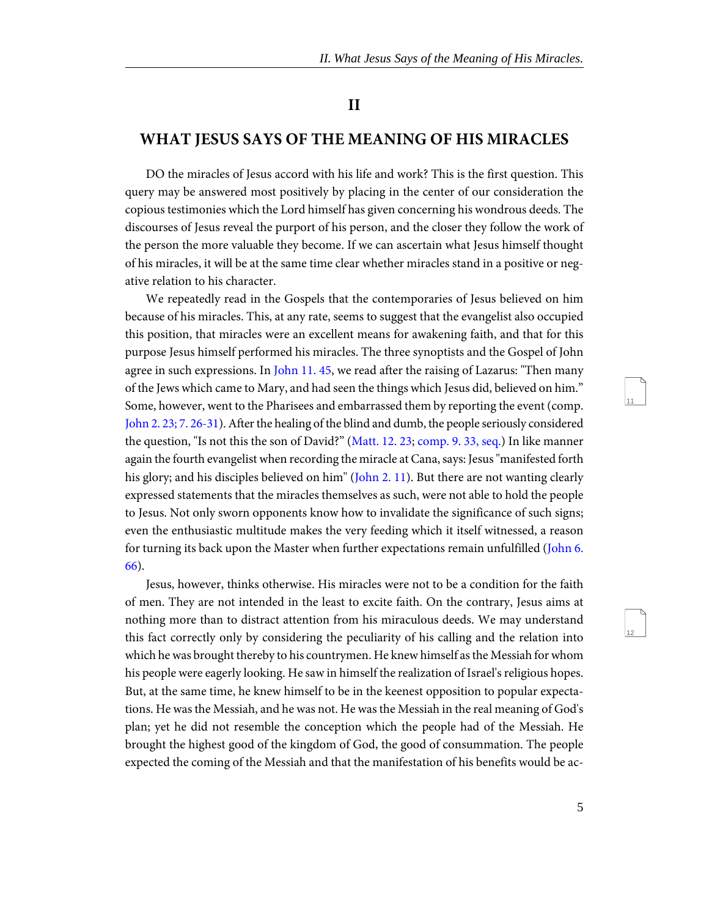## II

## WHAT JESUS SAYS OF THE MEANING OF HIS MIRACLES

DO the miracles of Jesus accord with his life and work? This is the first question. This query may be answered most positively by placing in the center of our consideration the copious testimonies which the Lord himself has given concerning his wondrous deeds. The discourses of Jesus reveal the purport of his person, and the closer they follow the work of the person the more valuable they become. If we can ascertain what Jesus himself thought of his miracles, it will be at the same time clear whether miracles stand in a positive or negative relation to his character.

We repeatedly read in the Gospels that the contemporaries of Jesus believed on him because of his miracles. This, at any rate, seems to suggest that the evangelist also occupied this position, that miracles were an excellent means for awakening faith, and that for this purpose Jesus himself performed his miracles. The three synoptists and the Gospel of John agree in such expressions. In John 11. 45, we read after the raising of Lazarus: "Then many of the Jews which came to Mary, and had seen the things which Jesus did, believed on him." Some, however, went to the Pharisees and embarrassed them by reporting the event (comp. John 2. 23; 7. 26-31). After the healing of the blind and dumb, the people seriously considered the question, "Is not this the son of David?" (Matt. 12. 23; comp. 9. 33, seq.) In like manner again the fourth evangelist when recording the miracle at Cana, says: Jesus "manifested forth his glory; and his disciples believed on him" (John 2. 11). But there are not wanting clearly expressed statements that the miracles themselves as such, were not able to hold the people to Jesus. Not only sworn opponents know how to invalidate the significance of such signs; even the enthusiastic multitude makes the very feeding which it itself witnessed, a reason for turning its back upon the Master when further expectations remain unfulfilled (John 6. 66).

Jesus, however, thinks otherwise. His miracles were not to be a condition for the faith of men. They are not intended in the least to excite faith. On the contrary, Jesus aims at nothing more than to distract attention from his miraculous deeds. We may understand this fact correctly only by considering the peculiarity of his calling and the relation into which he was brought thereby to his countrymen. He knew himself as the Messiah for whom his people were eagerly looking. He saw in himself the realization of Israel's religious hopes. But, at the same time, he knew himself to be in the keenest opposition to popular expectations. He was the Messiah, and he was not. He was the Messiah in the real meaning of God's plan; yet he did not resemble the conception which the people had of the Messiah. He brought the highest good of the kingdom of God, the good of consummation. The people expected the coming of the Messiah and that the manifestation of his benefits would be ac-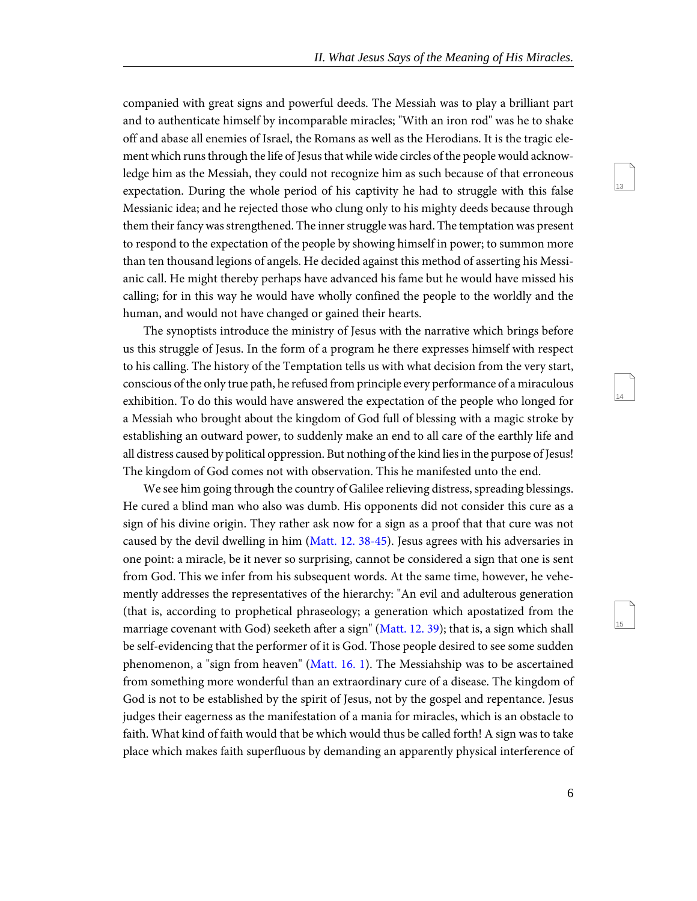companied with great signs and powerful deeds. The Messiah was to play a brilliant part and to authenticate himself by incomparable miracles; "With an iron rod" was he to shake off and abase all enemies of Israel, the Romans as well as the Herodians. It is the tragic element which runs through the life of Jesus that while wide circles of the people would acknowledge him as the Messiah, they could not recognize him as such because of that erroneous expectation. During the whole period of his captivity he had to struggle with this false Messianic idea; and he rejected those who clung only to his mighty deeds because through them their fancy was strengthened. The inner struggle was hard. The temptation was present to respond to the expectation of the people by showing himself in power; to summon more than ten thousand legions of angels. He decided against this method of asserting his Messianic call. He might thereby perhaps have advanced his fame but he would have missed his calling; for in this way he would have wholly confined the people to the worldly and the human, and would not have changed or gained their hearts.

The synoptists introduce the ministry of Jesus with the narrative which brings before us this struggle of Jesus. In the form of a program he there expresses himself with respect to his calling. The history of the Temptation tells us with what decision from the very start, conscious of the only true path, he refused from principle every performance of a miraculous exhibition. To do this would have answered the expectation of the people who longed for a Messiah who brought about the kingdom of God full of blessing with a magic stroke by establishing an outward power, to suddenly make an end to all care of the earthly life and all distress caused by political oppression. But nothing of the kind lies in the purpose of Jesus! The kingdom of God comes not with observation. This he manifested unto the end.

We see him going through the country of Galilee relieving distress, spreading blessings. He cured a blind man who also was dumb. His opponents did not consider this cure as a sign of his divine origin. They rather ask now for a sign as a proof that that cure was not caused by the devil dwelling in him (Matt. 12. 38-45). Jesus agrees with his adversaries in one point: a miracle, be it never so surprising, cannot be considered a sign that one is sent from God. This we infer from his subsequent words. At the same time, however, he vehemently addresses the representatives of the hierarchy: "An evil and adulterous generation (that is, according to prophetical phraseology; a generation which apostatized from the marriage covenant with God) seeketh after a sign" (Matt. 12. 39); that is, a sign which shall be self-evidencing that the performer of it is God. Those people desired to see some sudden phenomenon, a "sign from heaven" (Matt. 16. 1). The Messiahship was to be ascertained from something more wonderful than an extraordinary cure of a disease. The kingdom of God is not to be established by the spirit of Jesus, not by the gospel and repentance. Jesus judges their eagerness as the manifestation of a mania for miracles, which is an obstacle to faith. What kind of faith would that be which would thus be called forth! A sign was to take place which makes faith superfluous by demanding an apparently physical interference of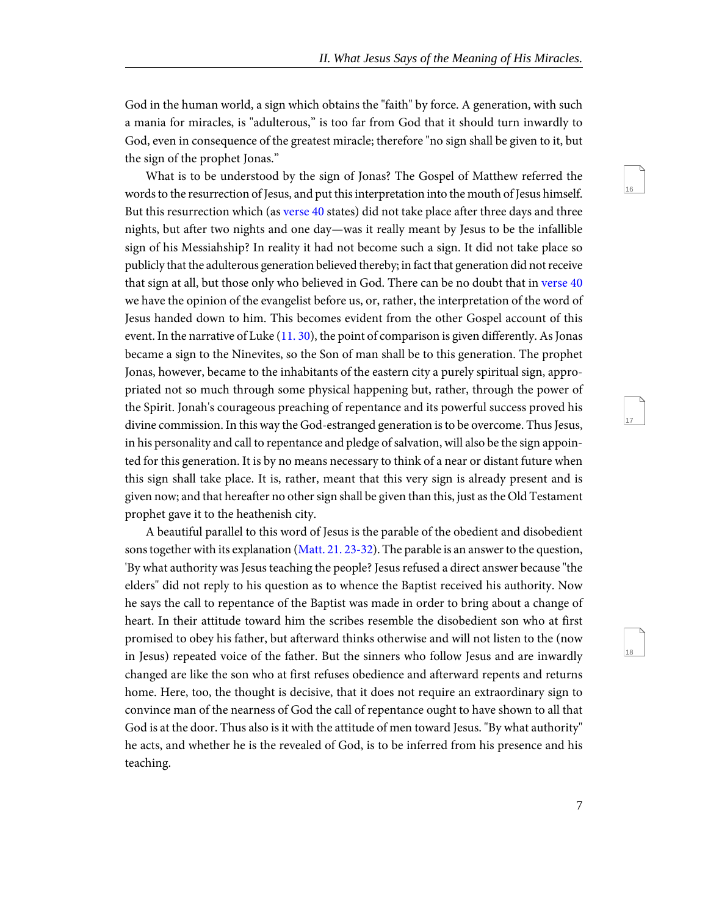God in the human world, a sign which obtains the "faith" by force. A generation, with such a mania for miracles, is "adulterous," is too far from God that it should turn inwardly to God, even in consequence of the greatest miracle; therefore "no sign shall be given to it, but the sign of the prophet Jonas."

What is to be understood by the sign of Jonas? The Gospel of Matthew referred the words to the resurrection of Jesus, and put this interpretation into the mouth of Jesus himself. But this resurrection which (as verse 40 states) did not take place after three days and three nights, but after two nights and one day—was it really meant by Jesus to be the infallible sign of his Messiahship? In reality it had not become such a sign. It did not take place so publicly that the adulterous generation believed thereby; in fact that generation did not receive that sign at all, but those only who believed in God. There can be no doubt that in verse 40 we have the opinion of the evangelist before us, or, rather, the interpretation of the word of Jesus handed down to him. This becomes evident from the other Gospel account of this event. In the narrative of Luke (11. 30), the point of comparison is given differently. As Jonas became a sign to the Ninevites, so the Son of man shall be to this generation. The prophet Jonas, however, became to the inhabitants of the eastern city a purely spiritual sign, appropriated not so much through some physical happening but, rather, through the power of the Spirit. Jonah's courageous preaching of repentance and its powerful success proved his divine commission. In this way the God-estranged generation is to be overcome. Thus Jesus, in his personality and call to repentance and pledge of salvation, will also be the sign appointed for this generation. It is by no means necessary to think of a near or distant future when this sign shall take place. It is, rather, meant that this very sign is already present and is given now; and that hereafter no other sign shall be given than this, just as the Old Testament prophet gave it to the heathenish city.

A beautiful parallel to this word of Jesus is the parable of the obedient and disobedient sons together with its explanation (Matt. 21. 23-32). The parable is an answer to the question, 'By what authority was Jesus teaching the people? Jesus refused a direct answer because "the elders" did not reply to his question as to whence the Baptist received his authority. Now he says the call to repentance of the Baptist was made in order to bring about a change of heart. In their attitude toward him the scribes resemble the disobedient son who at first promised to obey his father, but afterward thinks otherwise and will not listen to the (now in Jesus) repeated voice of the father. But the sinners who follow Jesus and are inwardly changed are like the son who at first refuses obedience and afterward repents and returns home. Here, too, the thought is decisive, that it does not require an extraordinary sign to convince man of the nearness of God the call of repentance ought to have shown to all that God is at the door. Thus also is it with the attitude of men toward Jesus. "By what authority" he acts, and whether he is the revealed of God, is to be inferred from his presence and his teaching.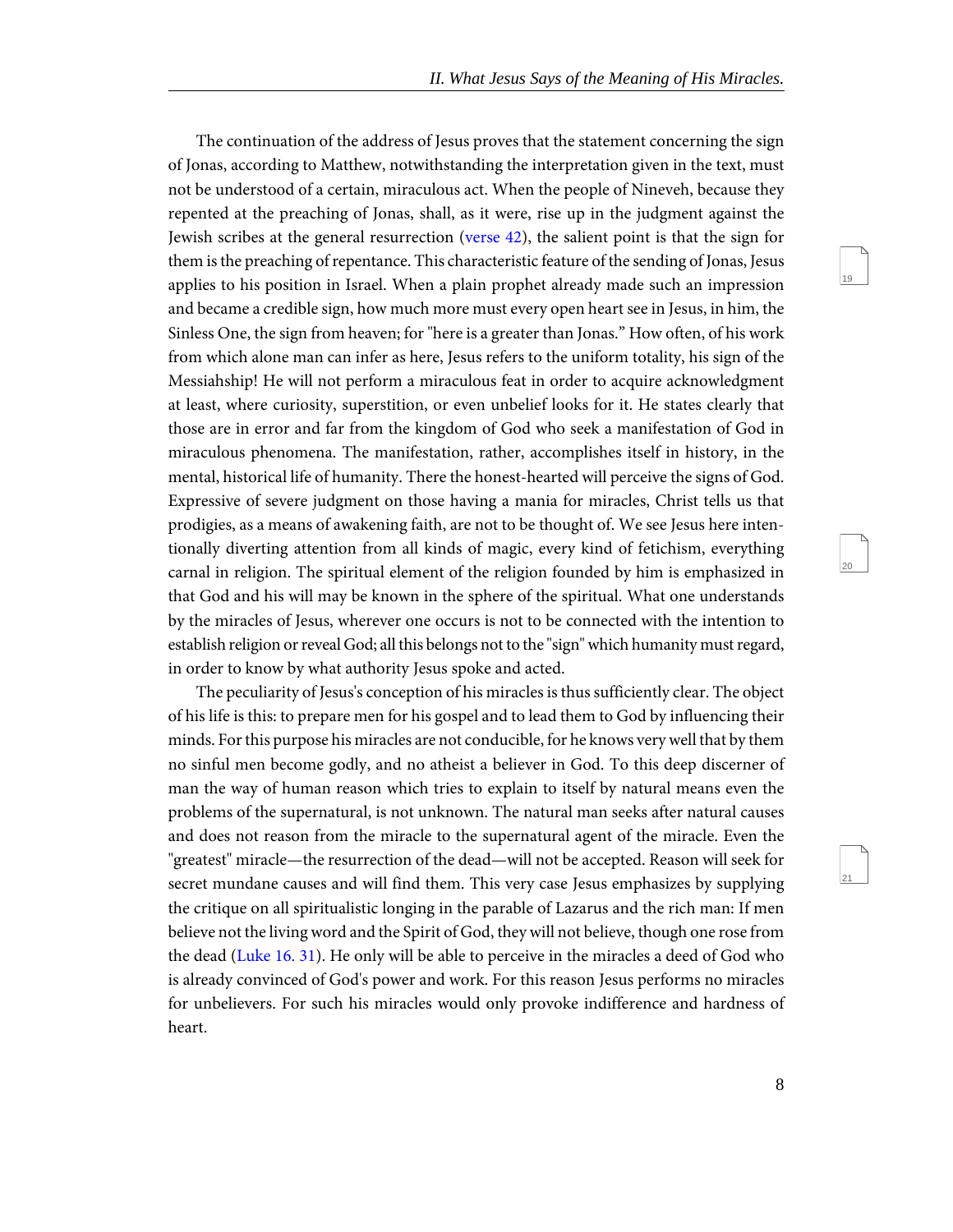The continuation of the address of Jesus proves that the statement concerning the sign of Jonas, according to Matthew, notwithstanding the interpretation given in the text, must not be understood of a certain, miraculous act. When the people of Nineveh, because they repented at the preaching of Jonas, shall, as it were, rise up in the judgment against the Jewish scribes at the general resurrection (verse 42), the salient point is that the sign for them is the preaching of repentance. This characteristic feature of the sending of Jonas, Jesus applies to his position in Israel. When a plain prophet already made such an impression and became a credible sign, how much more must every open heart see in Jesus, in him, the Sinless One, the sign from heaven; for "here is a greater than Jonas." How often, of his work from which alone man can infer as here, Jesus refers to the uniform totality, his sign of the Messiahship! He will not perform a miraculous feat in order to acquire acknowledgment at least, where curiosity, superstition, or even unbelief looks for it. He states clearly that those are in error and far from the kingdom of God who seek a manifestation of God in miraculous phenomena. The manifestation, rather, accomplishes itself in history, in the mental, historical life of humanity. There the honest-hearted will perceive the signs of God. Expressive of severe judgment on those having a mania for miracles, Christ tells us that prodigies, as a means of awakening faith, are not to be thought of. We see Jesus here intentionally diverting attention from all kinds of magic, every kind of fetichism, everything carnal in religion. The spiritual element of the religion founded by him is emphasized in that God and his will may be known in the sphere of the spiritual. What one understands by the miracles of Jesus, wherever one occurs is not to be connected with the intention to establish religion or reveal God; all this belongs not to the "sign" which humanity must regard, in order to know by what authority Jesus spoke and acted.

The peculiarity of Jesus's conception of his miracles is thus sufficiently clear. The object of his life is this: to prepare men for his gospel and to lead them to God by influencing their minds. For this purpose his miracles are not conducible, for he knows very well that by them no sinful men become godly, and no atheist a believer in God. To this deep discerner of man the way of human reason which tries to explain to itself by natural means even the problems of the supernatural, is not unknown. The natural man seeks after natural causes and does not reason from the miracle to the supernatural agent of the miracle. Even the "greatest" miracle—the resurrection of the dead—will not be accepted. Reason will seek for secret mundane causes and will find them. This very case Jesus emphasizes by supplying the critique on all spiritualistic longing in the parable of Lazarus and the rich man: If men believe not the living word and the Spirit of God, they will not believe, though one rose from the dead (Luke 16. 31). He only will be able to perceive in the miracles a deed of God who is already convinced of God's power and work. For this reason Jesus performs no miracles for unbelievers. For such his miracles would only provoke indifference and hardness of heart.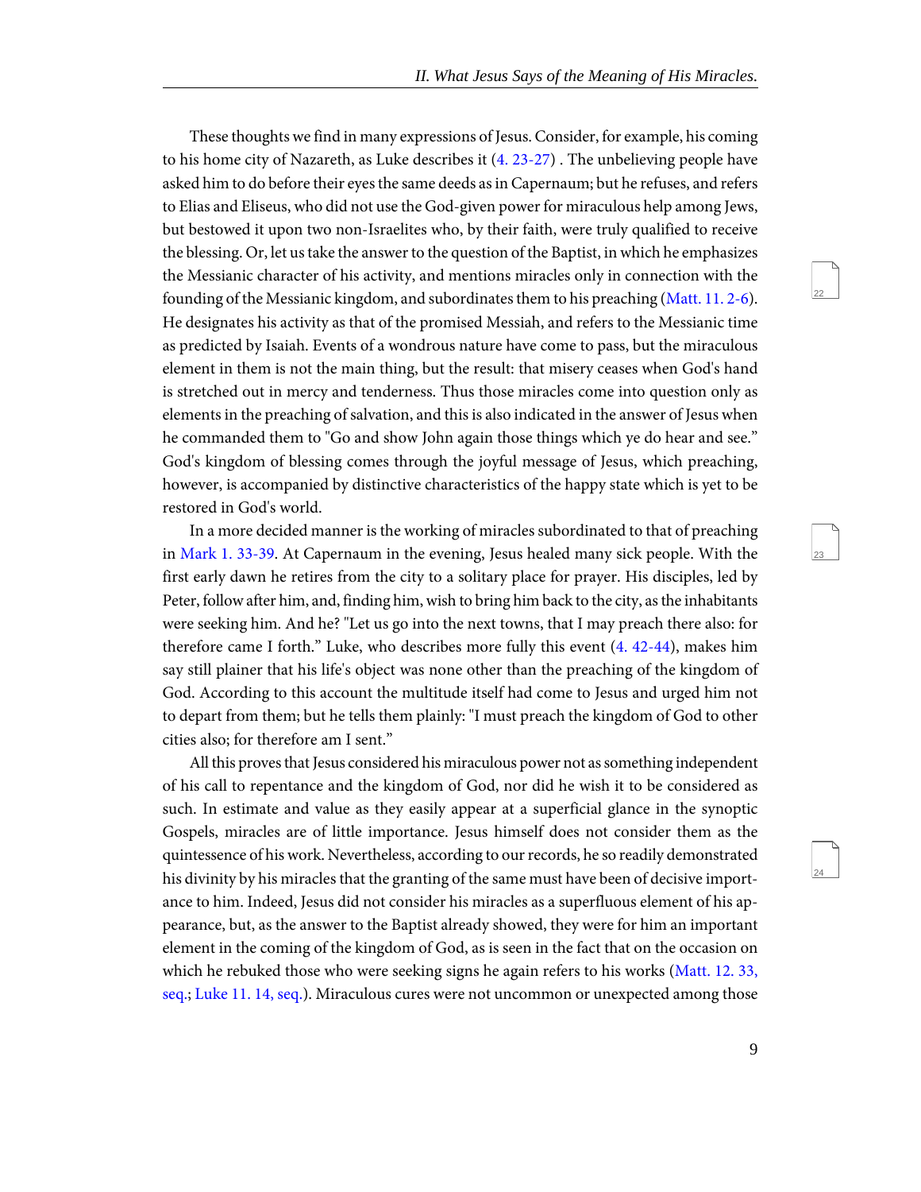These thoughts we find in many expressions of Jesus. Consider, for example, his coming to his home city of Nazareth, as Luke describes it (4. 23-27) . The unbelieving people have asked him to do before their eyes the same deeds as in Capernaum; but he refuses, and refers to Elias and Eliseus, who did not use the God-given power for miraculous help among Jews, but bestowed it upon two non-Israelites who, by their faith, were truly qualified to receive the blessing. Or, let us take the answer to the question of the Baptist, in which he emphasizes the Messianic character of his activity, and mentions miracles only in connection with the founding of the Messianic kingdom, and subordinates them to his preaching (Matt. 11. 2-6). He designates his activity as that of the promised Messiah, and refers to the Messianic time as predicted by Isaiah. Events of a wondrous nature have come to pass, but the miraculous element in them is not the main thing, but the result: that misery ceases when God's hand is stretched out in mercy and tenderness. Thus those miracles come into question only as elements in the preaching of salvation, and this is also indicated in the answer of Jesus when he commanded them to "Go and show John again those things which ye do hear and see." God's kingdom of blessing comes through the joyful message of Jesus, which preaching, however, is accompanied by distinctive characteristics of the happy state which is yet to be restored in God's world.

In a more decided manner is the working of miracles subordinated to that of preaching in Mark 1. 33-39. At Capernaum in the evening, Jesus healed many sick people. With the first early dawn he retires from the city to a solitary place for prayer. His disciples, led by Peter, follow after him, and, finding him, wish to bring him back to the city, as the inhabitants were seeking him. And he? "Let us go into the next towns, that I may preach there also: for therefore came I forth." Luke, who describes more fully this event (4. 42-44), makes him say still plainer that his life's object was none other than the preaching of the kingdom of God. According to this account the multitude itself had come to Jesus and urged him not to depart from them; but he tells them plainly: "I must preach the kingdom of God to other cities also; for therefore am I sent."

All this proves that Jesus considered his miraculous power not as something independent of his call to repentance and the kingdom of God, nor did he wish it to be considered as such. In estimate and value as they easily appear at a superficial glance in the synoptic Gospels, miracles are of little importance. Jesus himself does not consider them as the quintessence of his work. Nevertheless, according to our records, he so readily demonstrated his divinity by his miracles that the granting of the same must have been of decisive importance to him. Indeed, Jesus did not consider his miracles as a superfluous element of his appearance, but, as the answer to the Baptist already showed, they were for him an important element in the coming of the kingdom of God, as is seen in the fact that on the occasion on which he rebuked those who were seeking signs he again refers to his works (Matt. 12. 33, seq.; Luke 11. 14, seq.). Miraculous cures were not uncommon or unexpected among those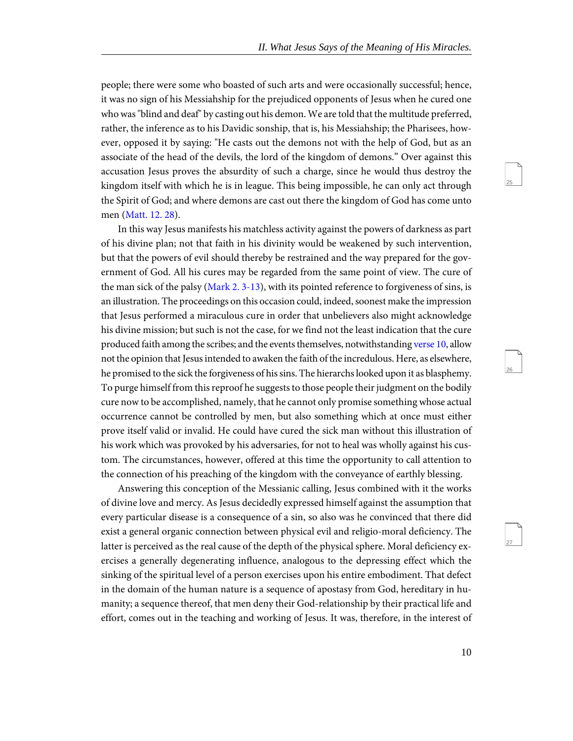people; there were some who boasted of such arts and were occasionally successful; hence, it was no sign of his Messiahship for the prejudiced opponents of Jesus when he cured one who was "blind and deaf" by casting out his demon. We are told that the multitude preferred, rather, the inference as to his Davidic sonship, that is, his Messiahship; the Pharisees, however, opposed it by saying: "He casts out the demons not with the help of God, but as an associate of the head of the devils, the lord of the kingdom of demons." Over against this accusation Jesus proves the absurdity of such a charge, since he would thus destroy the kingdom itself with which he is in league. This being impossible, he can only act through the Spirit of God; and where demons are cast out there the kingdom of God has come unto men (Matt. 12. 28).

In this way Jesus manifests his matchless activity against the powers of darkness as part of his divine plan; not that faith in his divinity would be weakened by such intervention, but that the powers of evil should thereby be restrained and the way prepared for the government of God. All his cures may be regarded from the same point of view. The cure of the man sick of the palsy (Mark 2. 3-13), with its pointed reference to forgiveness of sins, is an illustration. The proceedings on this occasion could, indeed, soonest make the impression that Jesus performed a miraculous cure in order that unbelievers also might acknowledge his divine mission; but such is not the case, for we find not the least indication that the cure produced faith among the scribes; and the events themselves, notwithstanding verse 10, allow not the opinion that Jesus intended to awaken the faith of the incredulous. Here, as elsewhere, he promised to the sick the forgiveness of his sins. The hierarchs looked upon it as blasphemy. To purge himself from this reproof he suggests to those people their judgment on the bodily cure now to be accomplished, namely, that he cannot only promise something whose actual occurrence cannot be controlled by men, but also something which at once must either prove itself valid or invalid. He could have cured the sick man without this illustration of his work which was provoked by his adversaries, for not to heal was wholly against his custom. The circumstances, however, offered at this time the opportunity to call attention to the connection of his preaching of the kingdom with the conveyance of earthly blessing.

Answering this conception of the Messianic calling, Jesus combined with it the works of divine love and mercy. As Jesus decidedly expressed himself against the assumption that every particular disease is a consequence of a sin, so also was he convinced that there did exist a general organic connection between physical evil and religio-moral deficiency. The latter is perceived as the real cause of the depth of the physical sphere. Moral deficiency exercises a generally degenerating influence, analogous to the depressing effect which the sinking of the spiritual level of a person exercises upon his entire embodiment. That defect in the domain of the human nature is a sequence of apostasy from God, hereditary in humanity; a sequence thereof, that men deny their God-relationship by their practical life and effort, comes out in the teaching and working of Jesus. It was, therefore, in the interest of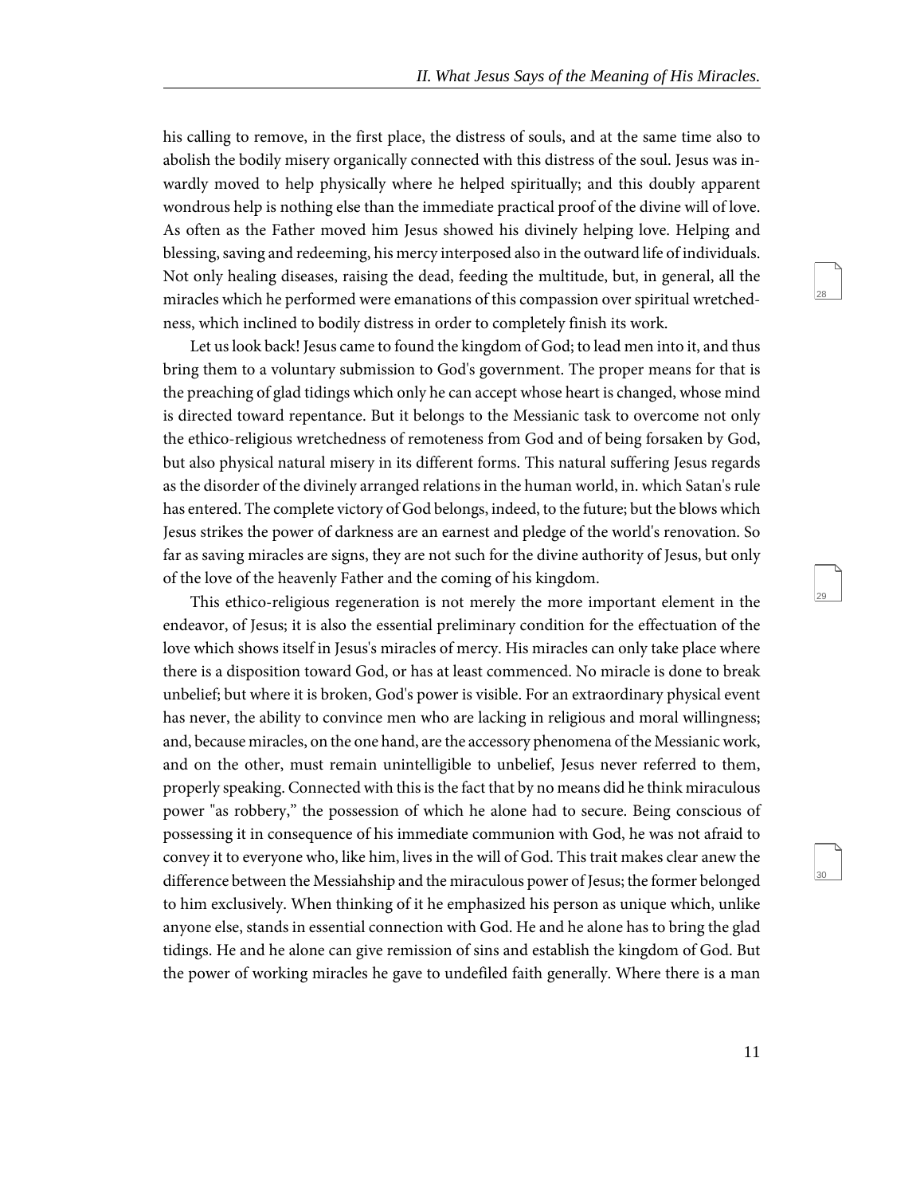his calling to remove, in the first place, the distress of souls, and at the same time also to abolish the bodily misery organically connected with this distress of the soul. Jesus was inwardly moved to help physically where he helped spiritually; and this doubly apparent wondrous help is nothing else than the immediate practical proof of the divine will of love. As often as the Father moved him Jesus showed his divinely helping love. Helping and blessing, saving and redeeming, his mercy interposed also in the outward life of individuals. Not only healing diseases, raising the dead, feeding the multitude, but, in general, all the miracles which he performed were emanations of this compassion over spiritual wretchedness, which inclined to bodily distress in order to completely finish its work.

Let us look back! Jesus came to found the kingdom of God; to lead men into it, and thus bring them to a voluntary submission to God's government. The proper means for that is the preaching of glad tidings which only he can accept whose heart is changed, whose mind is directed toward repentance. But it belongs to the Messianic task to overcome not only the ethico-religious wretchedness of remoteness from God and of being forsaken by God, but also physical natural misery in its different forms. This natural suffering Jesus regards as the disorder of the divinely arranged relations in the human world, in. which Satan's rule has entered. The complete victory of God belongs, indeed, to the future; but the blows which Jesus strikes the power of darkness are an earnest and pledge of the world's renovation. So far as saving miracles are signs, they are not such for the divine authority of Jesus, but only of the love of the heavenly Father and the coming of his kingdom.

This ethico-religious regeneration is not merely the more important element in the endeavor, of Jesus; it is also the essential preliminary condition for the effectuation of the love which shows itself in Jesus's miracles of mercy. His miracles can only take place where there is a disposition toward God, or has at least commenced. No miracle is done to break unbelief; but where it is broken, God's power is visible. For an extraordinary physical event has never, the ability to convince men who are lacking in religious and moral willingness; and, because miracles, on the one hand, are the accessory phenomena of the Messianic work, and on the other, must remain unintelligible to unbelief, Jesus never referred to them, properly speaking. Connected with this is the fact that by no means did he think miraculous power "as robbery," the possession of which he alone had to secure. Being conscious of possessing it in consequence of his immediate communion with God, he was not afraid to convey it to everyone who, like him, lives in the will of God. This trait makes clear anew the difference between the Messiahship and the miraculous power of Jesus; the former belonged to him exclusively. When thinking of it he emphasized his person as unique which, unlike anyone else, stands in essential connection with God. He and he alone has to bring the glad tidings. He and he alone can give remission of sins and establish the kingdom of God. But the power of working miracles he gave to undefiled faith generally. Where there is a man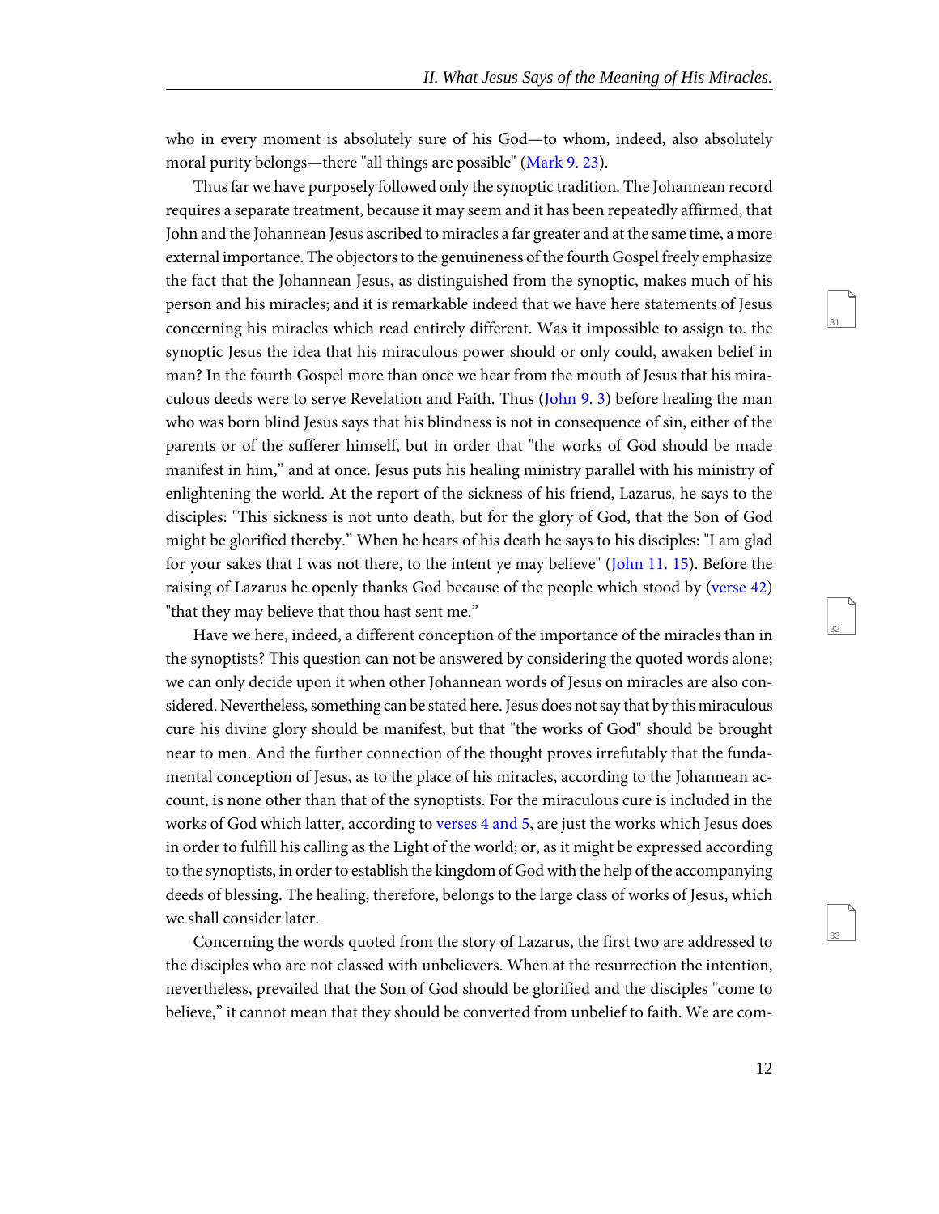who in every moment is absolutely sure of his God—to whom, indeed, also absolutely moral purity belongs—there "all things are possible" (Mark 9. 23).

Thus far we have purposely followed only the synoptic tradition. The Johannean record requires a separate treatment, because it may seem and it has been repeatedly affirmed, that John and the Johannean Jesus ascribed to miracles a far greater and at the same time, a more external importance. The objectors to the genuineness of the fourth Gospel freely emphasize the fact that the Johannean Jesus, as distinguished from the synoptic, makes much of his person and his miracles; and it is remarkable indeed that we have here statements of Jesus concerning his miracles which read entirely different. Was it impossible to assign to. the synoptic Jesus the idea that his miraculous power should or only could, awaken belief in man? In the fourth Gospel more than once we hear from the mouth of Jesus that his miraculous deeds were to serve Revelation and Faith. Thus (John 9. 3) before healing the man who was born blind Jesus says that his blindness is not in consequence of sin, either of the parents or of the sufferer himself, but in order that "the works of God should be made manifest in him," and at once. Jesus puts his healing ministry parallel with his ministry of enlightening the world. At the report of the sickness of his friend, Lazarus, he says to the disciples: "This sickness is not unto death, but for the glory of God, that the Son of God might be glorified thereby." When he hears of his death he says to his disciples: "I am glad for your sakes that I was not there, to the intent ye may believe" (John 11. 15). Before the raising of Lazarus he openly thanks God because of the people which stood by (verse 42) "that they may believe that thou hast sent me."

Have we here, indeed, a different conception of the importance of the miracles than in the synoptists? This question can not be answered by considering the quoted words alone; we can only decide upon it when other Johannean words of Jesus on miracles are also considered. Nevertheless, something can be stated here. Jesus does not say that by this miraculous cure his divine glory should be manifest, but that "the works of God" should be brought near to men. And the further connection of the thought proves irrefutably that the fundamental conception of Jesus, as to the place of his miracles, according to the Johannean account, is none other than that of the synoptists. For the miraculous cure is included in the works of God which latter, according to verses 4 and 5, are just the works which Jesus does in order to fulfill his calling as the Light of the world; or, as it might be expressed according to the synoptists, in order to establish the kingdom of God with the help of the accompanying deeds of blessing. The healing, therefore, belongs to the large class of works of Jesus, which we shall consider later.

Concerning the words quoted from the story of Lazarus, the first two are addressed to the disciples who are not classed with unbelievers. When at the resurrection the intention, nevertheless, prevailed that the Son of God should be glorified and the disciples "come to believe," it cannot mean that they should be converted from unbelief to faith. We are com-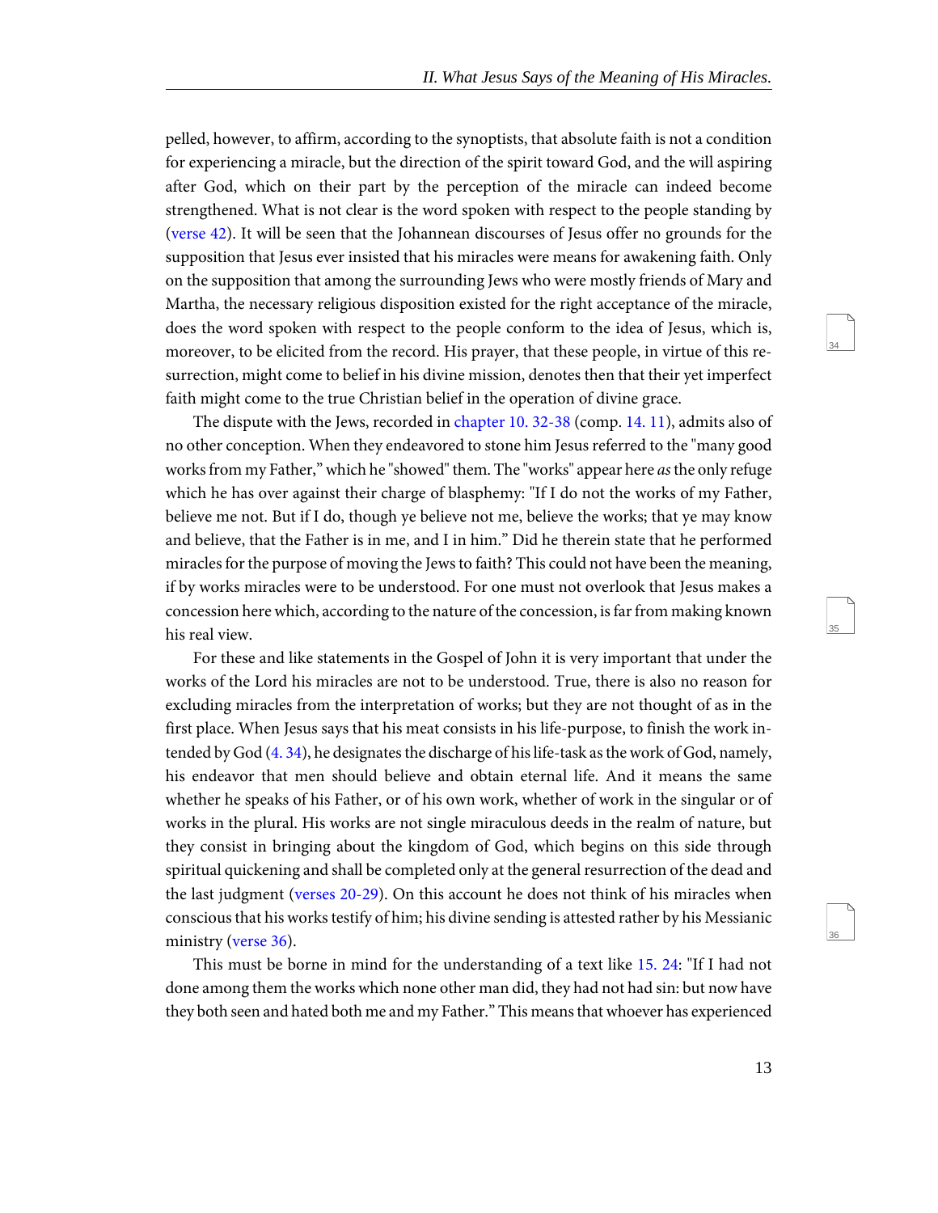pelled, however, to affirm, according to the synoptists, that absolute faith is not a condition for experiencing a miracle, but the direction of the spirit toward God, and the will aspiring after God, which on their part by the perception of the miracle can indeed become strengthened. What is not clear is the word spoken with respect to the people standing by (verse 42). It will be seen that the Johannean discourses of Jesus offer no grounds for the supposition that Jesus ever insisted that his miracles were means for awakening faith. Only on the supposition that among the surrounding Jews who were mostly friends of Mary and Martha, the necessary religious disposition existed for the right acceptance of the miracle, does the word spoken with respect to the people conform to the idea of Jesus, which is, moreover, to be elicited from the record. His prayer, that these people, in virtue of this resurrection, might come to belief in his divine mission, denotes then that their yet imperfect faith might come to the true Christian belief in the operation of divine grace.

The dispute with the Jews, recorded in chapter 10. 32-38 (comp. 14. 11), admits also of no other conception. When they endeavored to stone him Jesus referred to the "many good works from my Father," which he "showed" them. The "works" appear here *as* the only refuge which he has over against their charge of blasphemy: "If I do not the works of my Father, believe me not. But if I do, though ye believe not me, believe the works; that ye may know and believe, that the Father is in me, and I in him." Did he therein state that he performed miracles for the purpose of moving the Jews to faith? This could not have been the meaning, if by works miracles were to be understood. For one must not overlook that Jesus makes a concession here which, according to the nature of the concession, is far from making known his real view.

For these and like statements in the Gospel of John it is very important that under the works of the Lord his miracles are not to be understood. True, there is also no reason for excluding miracles from the interpretation of works; but they are not thought of as in the first place. When Jesus says that his meat consists in his life-purpose, to finish the work intended by God (4. 34), he designates the discharge of his life-task as the work of God, namely, his endeavor that men should believe and obtain eternal life. And it means the same whether he speaks of his Father, or of his own work, whether of work in the singular or of works in the plural. His works are not single miraculous deeds in the realm of nature, but they consist in bringing about the kingdom of God, which begins on this side through spiritual quickening and shall be completed only at the general resurrection of the dead and the last judgment (verses 20-29). On this account he does not think of his miracles when conscious that his works testify of him; his divine sending is attested rather by his Messianic ministry (verse 36).

This must be borne in mind for the understanding of a text like 15. 24: "If I had not done among them the works which none other man did, they had not had sin: but now have they both seen and hated both me and my Father." This means that whoever has experienced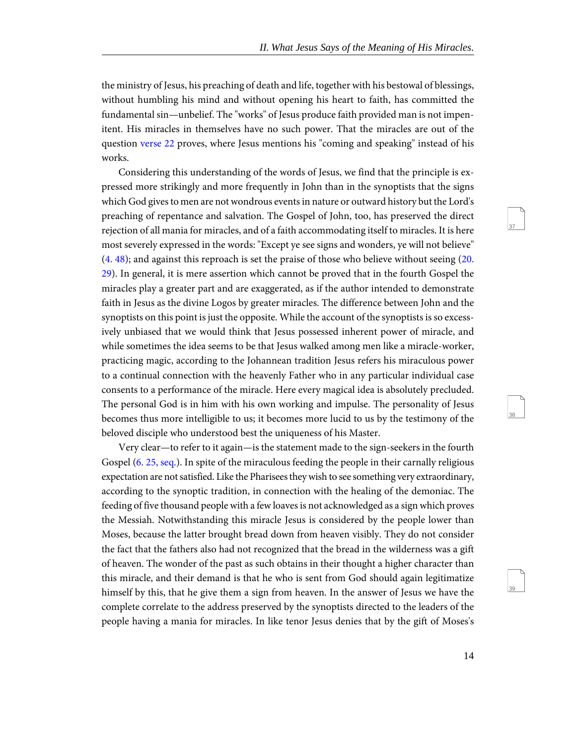the ministry of Jesus, his preaching of death and life, together with his bestowal of blessings, without humbling his mind and without opening his heart to faith, has committed the fundamental sin—unbelief. The "works" of Jesus produce faith provided man is not impenitent. His miracles in themselves have no such power. That the miracles are out of the question verse 22 proves, where Jesus mentions his "coming and speaking" instead of his works.

Considering this understanding of the words of Jesus, we find that the principle is expressed more strikingly and more frequently in John than in the synoptists that the signs which God gives to men are not wondrous events in nature or outward history but the Lord's preaching of repentance and salvation. The Gospel of John, too, has preserved the direct rejection of all mania for miracles, and of a faith accommodating itself to miracles. It is here most severely expressed in the words: "Except ye see signs and wonders, ye will not believe" (4. 48); and against this reproach is set the praise of those who believe without seeing (20. 29). In general, it is mere assertion which cannot be proved that in the fourth Gospel the miracles play a greater part and are exaggerated, as if the author intended to demonstrate faith in Jesus as the divine Logos by greater miracles. The difference between John and the synoptists on this point is just the opposite. While the account of the synoptists is so excessively unbiased that we would think that Jesus possessed inherent power of miracle, and while sometimes the idea seems to be that Jesus walked among men like a miracle-worker, practicing magic, according to the Johannean tradition Jesus refers his miraculous power to a continual connection with the heavenly Father who in any particular individual case consents to a performance of the miracle. Here every magical idea is absolutely precluded. The personal God is in him with his own working and impulse. The personality of Jesus becomes thus more intelligible to us; it becomes more lucid to us by the testimony of the beloved disciple who understood best the uniqueness of his Master.

Very clear—to refer to it again—is the statement made to the sign-seekers in the fourth Gospel (6. 25, seq.). In spite of the miraculous feeding the people in their carnally religious expectation are not satisfied. Like the Pharisees they wish to see something very extraordinary, according to the synoptic tradition, in connection with the healing of the demoniac. The feeding of five thousand people with a few loaves is not acknowledged as a sign which proves the Messiah. Notwithstanding this miracle Jesus is considered by the people lower than Moses, because the latter brought bread down from heaven visibly. They do not consider the fact that the fathers also had not recognized that the bread in the wilderness was a gift of heaven. The wonder of the past as such obtains in their thought a higher character than this miracle, and their demand is that he who is sent from God should again legitimatize himself by this, that he give them a sign from heaven. In the answer of Jesus we have the complete correlate to the address preserved by the synoptists directed to the leaders of the people having a mania for miracles. In like tenor Jesus denies that by the gift of Moses's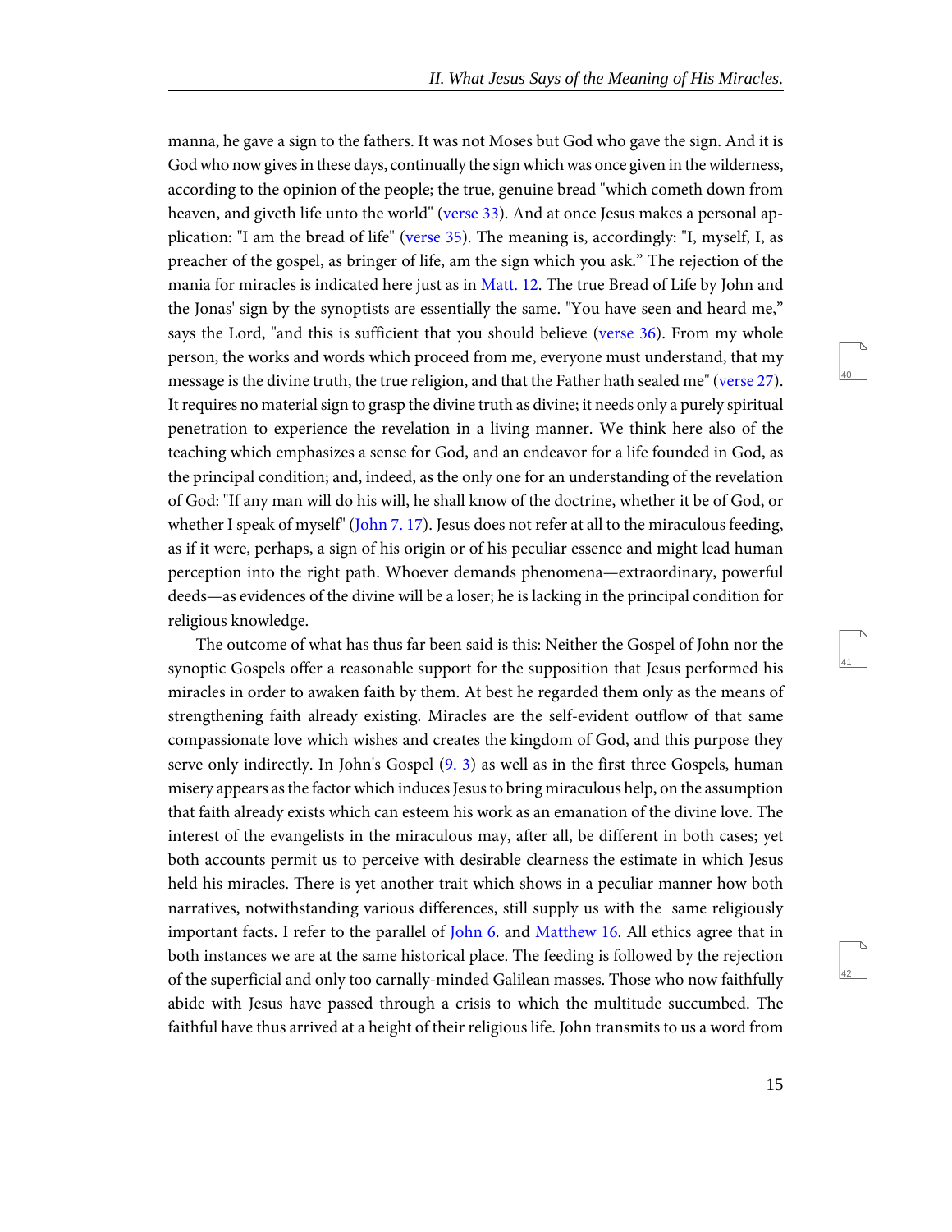manna, he gave a sign to the fathers. It was not Moses but God who gave the sign. And it is God who now gives in these days, continually the sign which was once given in the wilderness, according to the opinion of the people; the true, genuine bread "which cometh down from heaven, and giveth life unto the world" (verse 33). And at once Jesus makes a personal application: "I am the bread of life" (verse 35). The meaning is, accordingly: "I, myself, I, as preacher of the gospel, as bringer of life, am the sign which you ask." The rejection of the mania for miracles is indicated here just as in Matt. 12. The true Bread of Life by John and the Jonas' sign by the synoptists are essentially the same. "You have seen and heard me," says the Lord, "and this is sufficient that you should believe (verse 36). From my whole person, the works and words which proceed from me, everyone must understand, that my message is the divine truth, the true religion, and that the Father hath sealed me" (verse 27). It requires no material sign to grasp the divine truth as divine; it needs only a purely spiritual penetration to experience the revelation in a living manner. We think here also of the teaching which emphasizes a sense for God, and an endeavor for a life founded in God, as the principal condition; and, indeed, as the only one for an understanding of the revelation of God: "If any man will do his will, he shall know of the doctrine, whether it be of God, or whether I speak of myself" (John 7. 17). Jesus does not refer at all to the miraculous feeding, as if it were, perhaps, a sign of his origin or of his peculiar essence and might lead human perception into the right path. Whoever demands phenomena—extraordinary, powerful deeds—as evidences of the divine will be a loser; he is lacking in the principal condition for religious knowledge.

The outcome of what has thus far been said is this: Neither the Gospel of John nor the synoptic Gospels offer a reasonable support for the supposition that Jesus performed his miracles in order to awaken faith by them. At best he regarded them only as the means of strengthening faith already existing. Miracles are the self-evident outflow of that same compassionate love which wishes and creates the kingdom of God, and this purpose they serve only indirectly. In John's Gospel (9. 3) as well as in the first three Gospels, human misery appears as the factor which induces Jesus to bring miraculous help, on the assumption that faith already exists which can esteem his work as an emanation of the divine love. The interest of the evangelists in the miraculous may, after all, be different in both cases; yet both accounts permit us to perceive with desirable clearness the estimate in which Jesus held his miracles. There is yet another trait which shows in a peculiar manner how both narratives, notwithstanding various differences, still supply us with the same religiously important facts. I refer to the parallel of John 6. and Matthew 16. All ethics agree that in both instances we are at the same historical place. The feeding is followed by the rejection of the superficial and only too carnally-minded Galilean masses. Those who now faithfully abide with Jesus have passed through a crisis to which the multitude succumbed. The faithful have thus arrived at a height of their religious life. John transmits to us a word from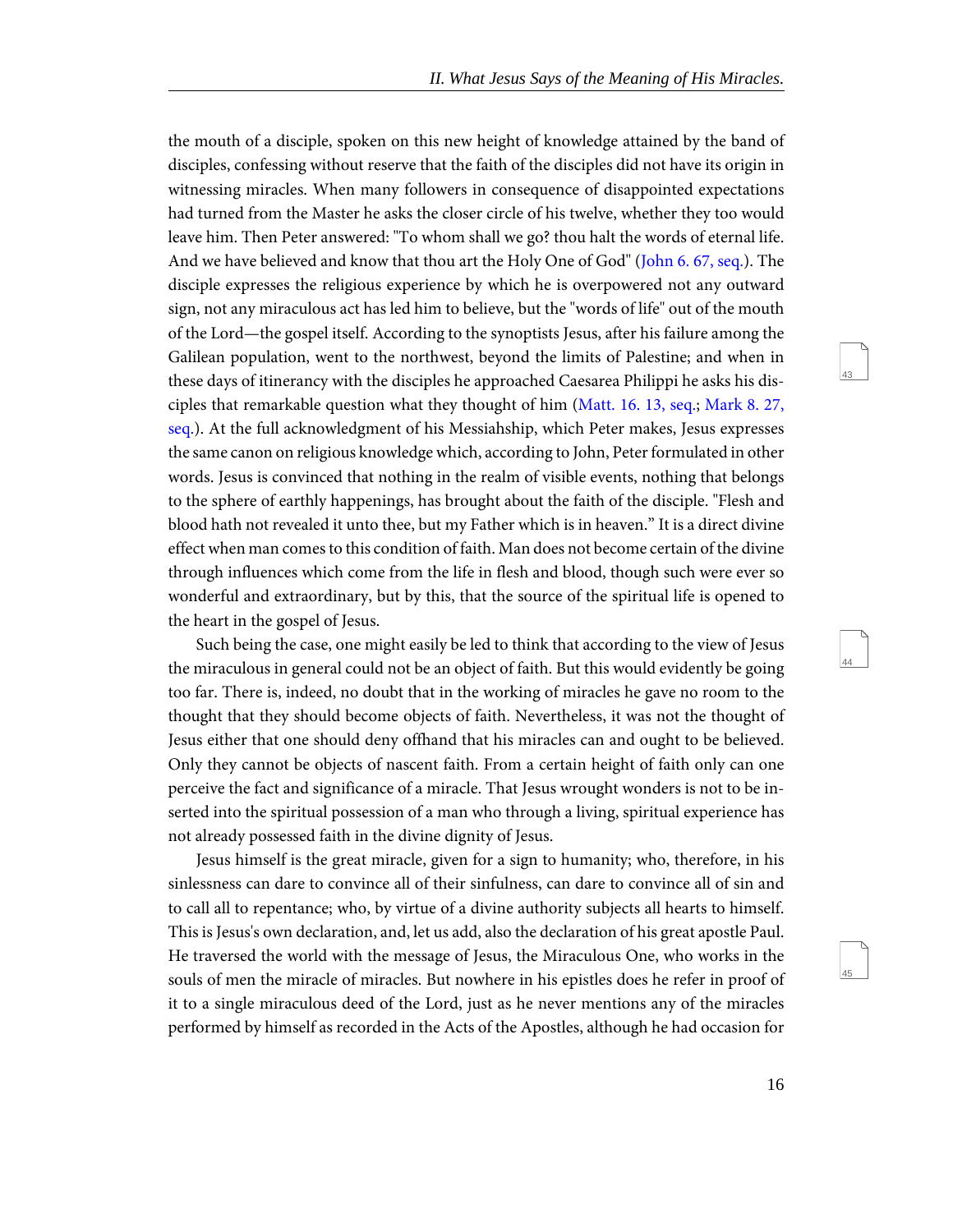the mouth of a disciple, spoken on this new height of knowledge attained by the band of disciples, confessing without reserve that the faith of the disciples did not have its origin in witnessing miracles. When many followers in consequence of disappointed expectations had turned from the Master he asks the closer circle of his twelve, whether they too would leave him. Then Peter answered: "To whom shall we go? thou halt the words of eternal life. And we have believed and know that thou art the Holy One of God" (John 6. 67, seq.). The disciple expresses the religious experience by which he is overpowered not any outward sign, not any miraculous act has led him to believe, but the "words of life" out of the mouth of the Lord—the gospel itself. According to the synoptists Jesus, after his failure among the Galilean population, went to the northwest, beyond the limits of Palestine; and when in these days of itinerancy with the disciples he approached Caesarea Philippi he asks his disciples that remarkable question what they thought of him (Matt. 16. 13, seq.; Mark 8. 27, seq.). At the full acknowledgment of his Messiahship, which Peter makes, Jesus expresses the same canon on religious knowledge which, according to John, Peter formulated in other words. Jesus is convinced that nothing in the realm of visible events, nothing that belongs to the sphere of earthly happenings, has brought about the faith of the disciple. "Flesh and blood hath not revealed it unto thee, but my Father which is in heaven." It is a direct divine effect when man comes to this condition of faith. Man does not become certain of the divine through influences which come from the life in flesh and blood, though such were ever so wonderful and extraordinary, but by this, that the source of the spiritual life is opened to the heart in the gospel of Jesus.

Such being the case, one might easily be led to think that according to the view of Jesus the miraculous in general could not be an object of faith. But this would evidently be going too far. There is, indeed, no doubt that in the working of miracles he gave no room to the thought that they should become objects of faith. Nevertheless, it was not the thought of Jesus either that one should deny offhand that his miracles can and ought to be believed. Only they cannot be objects of nascent faith. From a certain height of faith only can one perceive the fact and significance of a miracle. That Jesus wrought wonders is not to be inserted into the spiritual possession of a man who through a living, spiritual experience has not already possessed faith in the divine dignity of Jesus.

Jesus himself is the great miracle, given for a sign to humanity; who, therefore, in his sinlessness can dare to convince all of their sinfulness, can dare to convince all of sin and to call all to repentance; who, by virtue of a divine authority subjects all hearts to himself. This is Jesus's own declaration, and, let us add, also the declaration of his great apostle Paul. He traversed the world with the message of Jesus, the Miraculous One, who works in the souls of men the miracle of miracles. But nowhere in his epistles does he refer in proof of it to a single miraculous deed of the Lord, just as he never mentions any of the miracles performed by himself as recorded in the Acts of the Apostles, although he had occasion for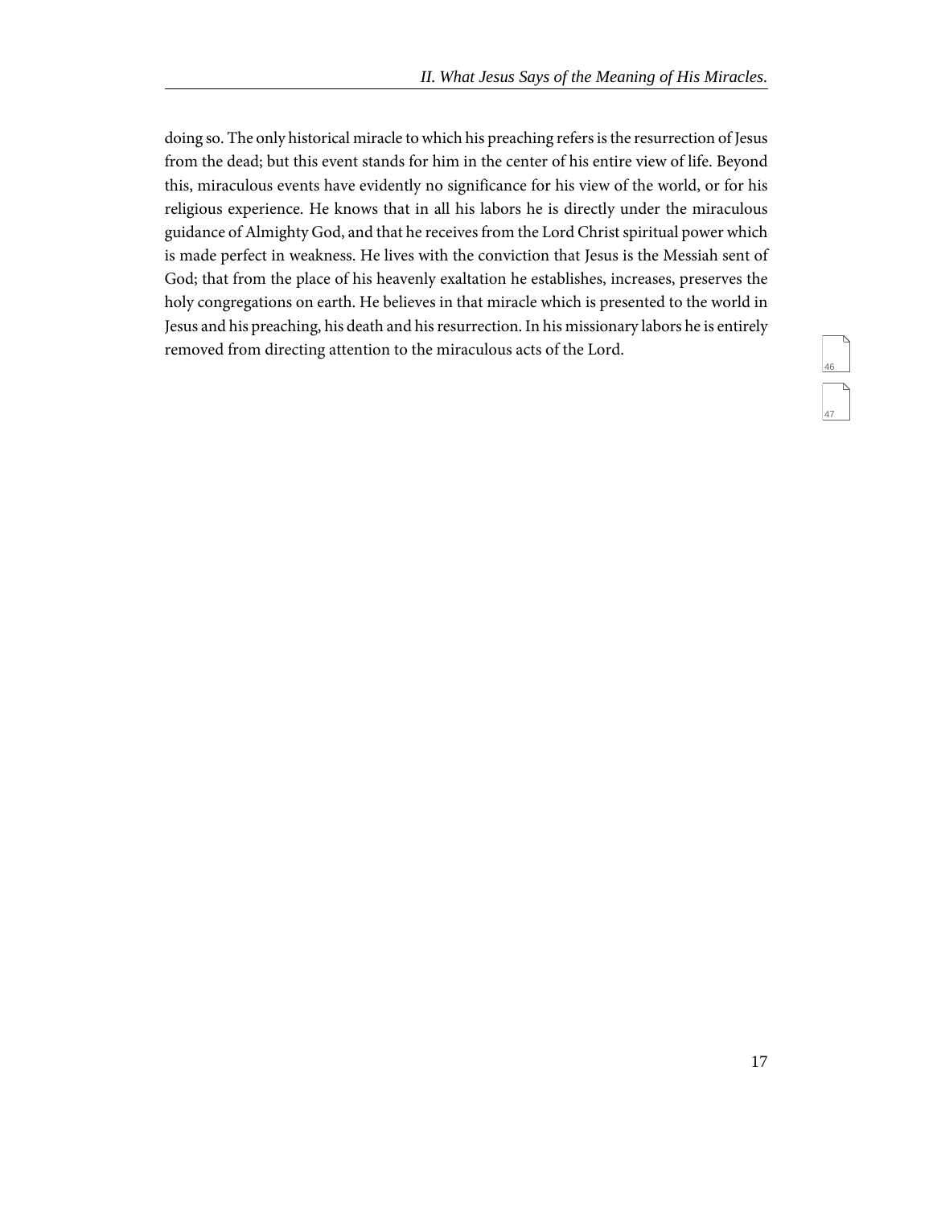doing so. The only historical miracle to which his preaching refers is the resurrection of Jesus from the dead; but this event stands for him in the center of his entire view of life. Beyond this, miraculous events have evidently no significance for his view of the world, or for his religious experience. He knows that in all his labors he is directly under the miraculous guidance of Almighty God, and that he receives from the Lord Christ spiritual power which is made perfect in weakness. He lives with the conviction that Jesus is the Messiah sent of God; that from the place of his heavenly exaltation he establishes, increases, preserves the holy congregations on earth. He believes in that miracle which is presented to the world in Jesus and his preaching, his death and his resurrection. In his missionary labors he is entirely removed from directing attention to the miraculous acts of the Lord.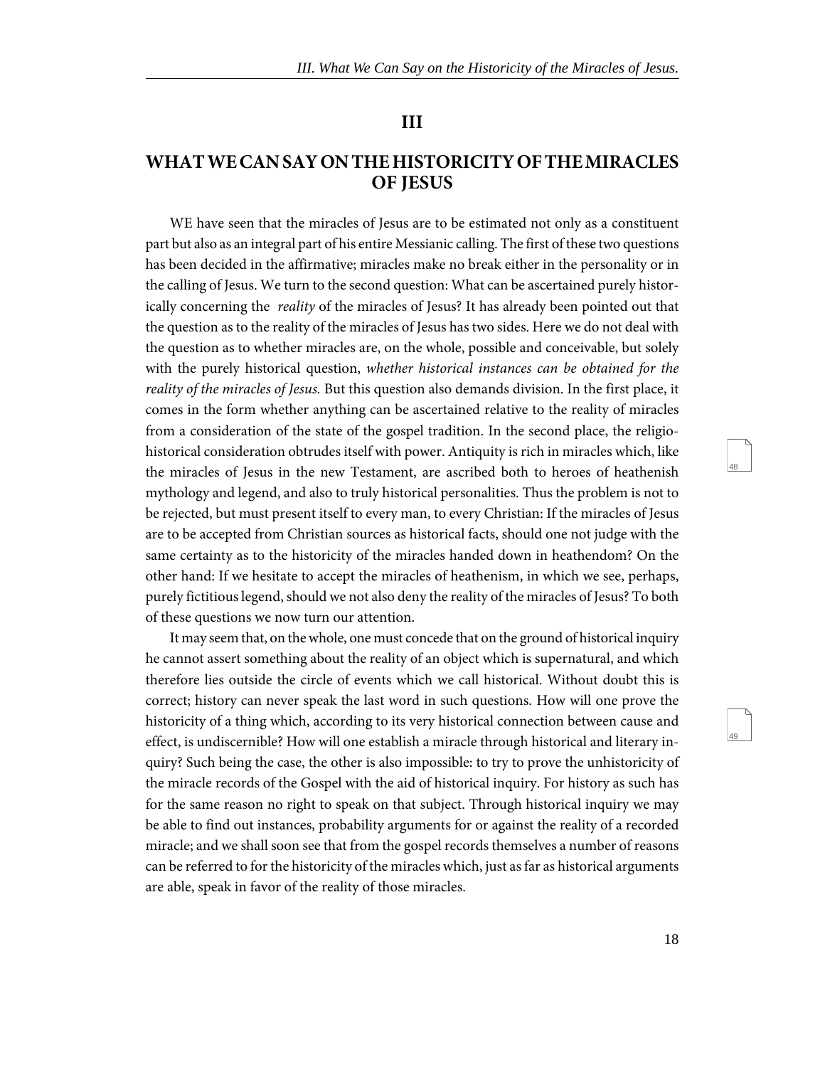## III

## WHAT WE CAN SAY ON THE HISTORICITY OF THE MIRACLES OF JESUS

WE have seen that the miracles of Jesus are to be estimated not only as a constituent part but also as an integral part of his entire Messianic calling. The first of these two questions has been decided in the affirmative; miracles make no break either in the personality or in the calling of Jesus. We turn to the second question: What can be ascertained purely historically concerning the *reality* of the miracles of Jesus? It has already been pointed out that the question as to the reality of the miracles of Jesus has two sides. Here we do not deal with the question as to whether miracles are, on the whole, possible and conceivable, but solely with the purely historical question, *whether historical instances can be obtained for the reality of the miracles of Jesus.* But this question also demands division. In the first place, it comes in the form whether anything can be ascertained relative to the reality of miracles from a consideration of the state of the gospel tradition. In the second place, the religio-historical consideration obtrudes itself with power. Antiquity is rich in miracles which, like the miracles of Jesus in the new Testament, are ascribed both to heroes of heathenish mythology and legend, and also to truly historical personalities. Thus the problem is not to be rejected, but must present itself to every man, to every Christian: If the miracles of Jesus are to be accepted from Christian sources as historical facts, should one not judge with the same certainty as to the historicity of the miracles handed down in heathendom? On the other hand: If we hesitate to accept the miracles of heathenism, in which we see, perhaps, purely fictitious legend, should we not also deny the reality of the miracles of Jesus? To both of these questions we now turn our attention.

It may seem that, on the whole, one must concede that on the ground of historical inquiry he cannot assert something about the reality of an object which is supernatural, and which therefore lies outside the circle of events which we call historical. Without doubt this is correct; history can never speak the last word in such questions. How will one prove the historicity of a thing which, according to its very historical connection between cause and effect, is undiscernible? How will one establish a miracle through historical and literary inquiry? Such being the case, the other is also impossible: to try to prove the unhistoricity of the miracle records of the Gospel with the aid of historical inquiry. For history as such has for the same reason no right to speak on that subject. Through historical inquiry we may be able to find out instances, probability arguments for or against the reality of a recorded miracle; and we shall soon see that from the gospel records themselves a number of reasons can be referred to for the historicity of the miracles which, just as far as historical arguments are able, speak in favor of the reality of those miracles.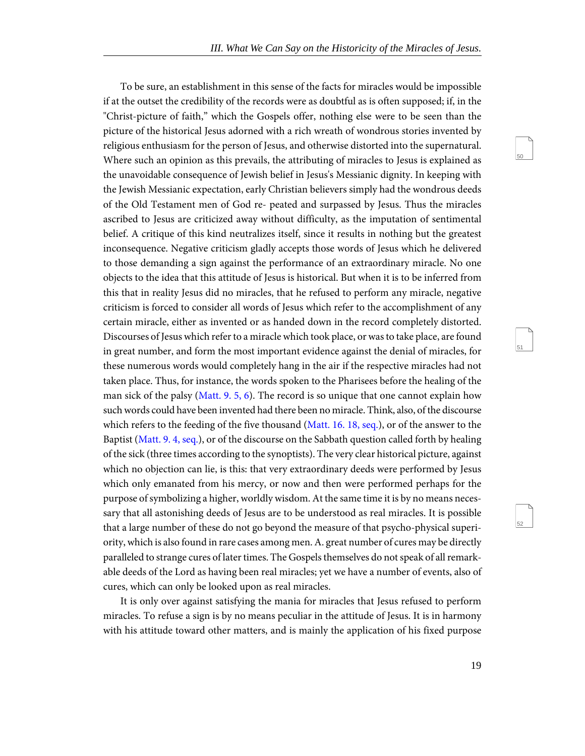To be sure, an establishment in this sense of the facts for miracles would be impossible if at the outset the credibility of the records were as doubtful as is often supposed; if, in the "Christ-picture of faith," which the Gospels offer, nothing else were to be seen than the picture of the historical Jesus adorned with a rich wreath of wondrous stories invented by religious enthusiasm for the person of Jesus, and otherwise distorted into the supernatural. Where such an opinion as this prevails, the attributing of miracles to Jesus is explained as the unavoidable consequence of Jewish belief in Jesus's Messianic dignity. In keeping with the Jewish Messianic expectation, early Christian believers simply had the wondrous deeds of the Old Testament men of God re- peated and surpassed by Jesus. Thus the miracles ascribed to Jesus are criticized away without difficulty, as the imputation of sentimental belief. A critique of this kind neutralizes itself, since it results in nothing but the greatest inconsequence. Negative criticism gladly accepts those words of Jesus which he delivered to those demanding a sign against the performance of an extraordinary miracle. No one objects to the idea that this attitude of Jesus is historical. But when it is to be inferred from this that in reality Jesus did no miracles, that he refused to perform any miracle, negative criticism is forced to consider all words of Jesus which refer to the accomplishment of any certain miracle, either as invented or as handed down in the record completely distorted. Discourses of Jesus which refer to a miracle which took place, or was to take place, are found in great number, and form the most important evidence against the denial of miracles, for these numerous words would completely hang in the air if the respective miracles had not taken place. Thus, for instance, the words spoken to the Pharisees before the healing of the man sick of the palsy (Matt. 9. 5, 6). The record is so unique that one cannot explain how such words could have been invented had there been no miracle. Think, also, of the discourse which refers to the feeding of the five thousand (Matt. 16. 18, seq.), or of the answer to the Baptist (Matt. 9. 4, seq.), or of the discourse on the Sabbath question called forth by healing of the sick (three times according to the synoptists). The very clear historical picture, against which no objection can lie, is this: that very extraordinary deeds were performed by Jesus which only emanated from his mercy, or now and then were performed perhaps for the purpose of symbolizing a higher, worldly wisdom. At the same time it is by no means necessary that all astonishing deeds of Jesus are to be understood as real miracles. It is possible that a large number of these do not go beyond the measure of that psycho-physical superiority, which is also found in rare cases among men. A. great number of cures may be directly paralleled to strange cures of later times. The Gospels themselves do not speak of all remarkable deeds of the Lord as having been real miracles; yet we have a number of events, also of cures, which can only be looked upon as real miracles.

It is only over against satisfying the mania for miracles that Jesus refused to perform miracles. To refuse a sign is by no means peculiar in the attitude of Jesus. It is in harmony with his attitude toward other matters, and is mainly the application of his fixed purpose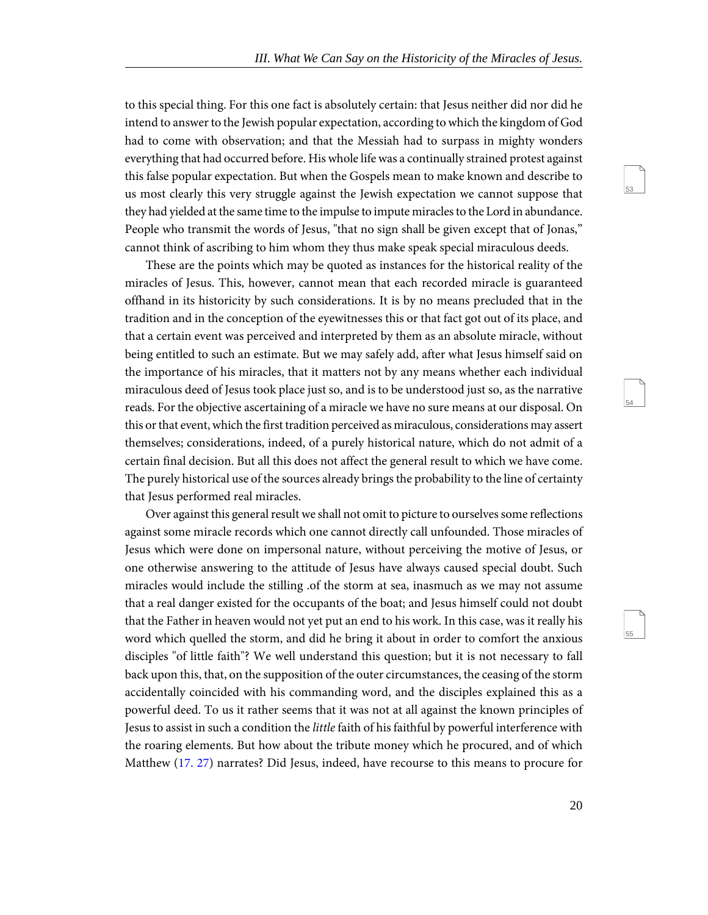to this special thing. For this one fact is absolutely certain: that Jesus neither did nor did he intend to answer to the Jewish popular expectation, according to which the kingdom of God had to come with observation; and that the Messiah had to surpass in mighty wonders everything that had occurred before. His whole life was a continually strained protest against this false popular expectation. But when the Gospels mean to make known and describe to us most clearly this very struggle against the Jewish expectation we cannot suppose that they had yielded at the same time to the impulse to impute miracles to the Lord in abundance. People who transmit the words of Jesus, "that no sign shall be given except that of Jonas," cannot think of ascribing to him whom they thus make speak special miraculous deeds.

These are the points which may be quoted as instances for the historical reality of the miracles of Jesus. This, however, cannot mean that each recorded miracle is guaranteed offhand in its historicity by such considerations. It is by no means precluded that in the tradition and in the conception of the eyewitnesses this or that fact got out of its place, and that a certain event was perceived and interpreted by them as an absolute miracle, without being entitled to such an estimate. But we may safely add, after what Jesus himself said on the importance of his miracles, that it matters not by any means whether each individual miraculous deed of Jesus took place just so, and is to be understood just so, as the narrative reads. For the objective ascertaining of a miracle we have no sure means at our disposal. On this or that event, which the first tradition perceived as miraculous, considerations may assert themselves; considerations, indeed, of a purely historical nature, which do not admit of a certain final decision. But all this does not affect the general result to which we have come. The purely historical use of the sources already brings the probability to the line of certainty that Jesus performed real miracles.

Over against this general result we shall not omit to picture to ourselves some reflections against some miracle records which one cannot directly call unfounded. Those miracles of Jesus which were done on impersonal nature, without perceiving the motive of Jesus, or one otherwise answering to the attitude of Jesus have always caused special doubt. Such miracles would include the stilling .of the storm at sea, inasmuch as we may not assume that a real danger existed for the occupants of the boat; and Jesus himself could not doubt that the Father in heaven would not yet put an end to his work. In this case, was it really his word which quelled the storm, and did he bring it about in order to comfort the anxious disciples "of little faith"? We well understand this question; but it is not necessary to fall back upon this, that, on the supposition of the outer circumstances, the ceasing of the storm accidentally coincided with his commanding word, and the disciples explained this as a powerful deed. To us it rather seems that it was not at all against the known principles of Jesus to assist in such a condition the *little* faith of his faithful by powerful interference with the roaring elements. But how about the tribute money which he procured, and of which Matthew (17. 27) narrates? Did Jesus, indeed, have recourse to this means to procure for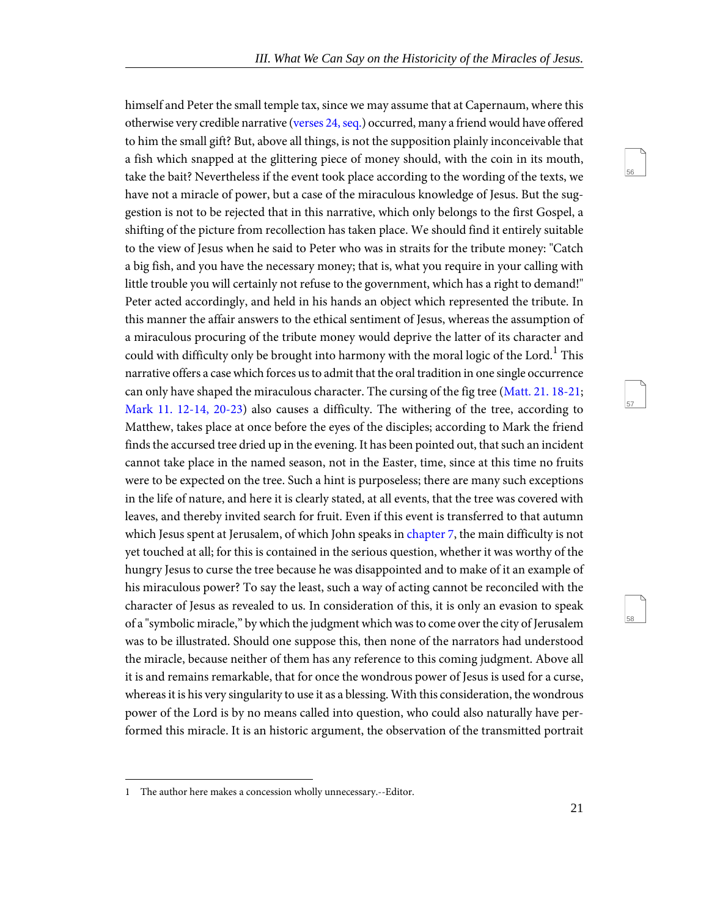himself and Peter the small temple tax, since we may assume that at Capernaum, where this otherwise very credible narrative (verses 24, seq.) occurred, many a friend would have offered to him the small gift? But, above all things, is not the supposition plainly inconceivable that a fish which snapped at the glittering piece of money should, with the coin in its mouth, take the bait? Nevertheless if the event took place according to the wording of the texts, we have not a miracle of power, but a case of the miraculous knowledge of Jesus. But the suggestion is not to be rejected that in this narrative, which only belongs to the first Gospel, a shifting of the picture from recollection has taken place. We should find it entirely suitable to the view of Jesus when he said to Peter who was in straits for the tribute money: "Catch a big fish, and you have the necessary money; that is, what you require in your calling with little trouble you will certainly not refuse to the government, which has a right to demand!" Peter acted accordingly, and held in his hands an object which represented the tribute. In this manner the affair answers to the ethical sentiment of Jesus, whereas the assumption of a miraculous procuring of the tribute money would deprive the latter of its character and could with difficulty only be brought into harmony with the moral logic of the Lord.[1] This narrative offers a case which forces us to admit that the oral tradition in one single occurrence can only have shaped the miraculous character. The cursing of the fig tree (Matt. 21. 18-21; Mark 11. 12-14, 20-23) also causes a difficulty. The withering of the tree, according to Matthew, takes place at once before the eyes of the disciples; according to Mark the friend finds the accursed tree dried up in the evening. It has been pointed out, that such an incident cannot take place in the named season, not in the Easter, time, since at this time no fruits were to be expected on the tree. Such a hint is purposeless; there are many such exceptions in the life of nature, and here it is clearly stated, at all events, that the tree was covered with leaves, and thereby invited search for fruit. Even if this event is transferred to that autumn which Jesus spent at Jerusalem, of which John speaks in chapter 7, the main difficulty is not yet touched at all; for this is contained in the serious question, whether it was worthy of the hungry Jesus to curse the tree because he was disappointed and to make of it an example of his miraculous power? To say the least, such a way of acting cannot be reconciled with the character of Jesus as revealed to us. In consideration of this, it is only an evasion to speak of a "symbolic miracle," by which the judgment which was to come over the city of Jerusalem was to be illustrated. Should one suppose this, then none of the narrators had understood the miracle, because neither of them has any reference to this coming judgment. Above all it is and remains remarkable, that for once the wondrous power of Jesus is used for a curse, whereas it is his very singularity to use it as a blessing. With this consideration, the wondrous power of the Lord is by no means called into question, who could also naturally have performed this miracle. It is an historic argument, the observation of the transmitted portrait

---

[1] The author here makes a concession wholly unnecessary.--Editor.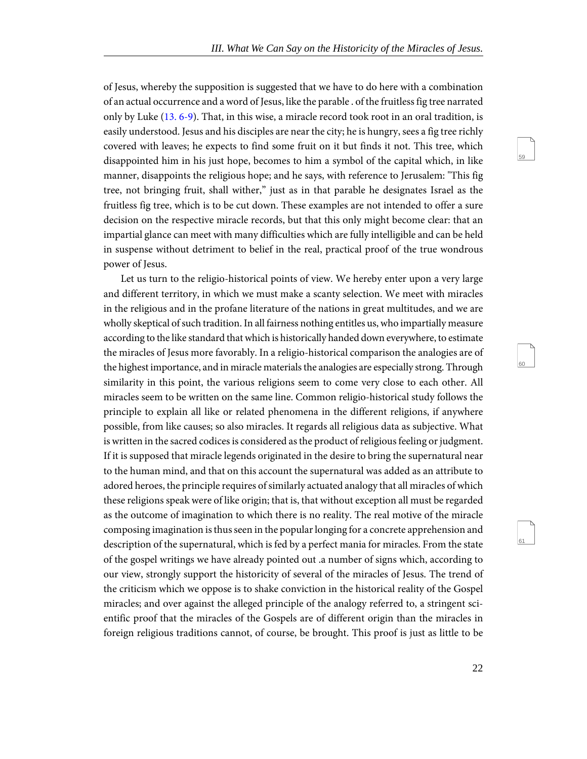of Jesus, whereby the supposition is suggested that we have to do here with a combination of an actual occurrence and a word of Jesus, like the parable . of the fruitless fig tree narrated only by Luke (13. 6-9). That, in this wise, a miracle record took root in an oral tradition, is easily understood. Jesus and his disciples are near the city; he is hungry, sees a fig tree richly covered with leaves; he expects to find some fruit on it but finds it not. This tree, which disappointed him in his just hope, becomes to him a symbol of the capital which, in like manner, disappoints the religious hope; and he says, with reference to Jerusalem: "This fig tree, not bringing fruit, shall wither," just as in that parable he designates Israel as the fruitless fig tree, which is to be cut down. These examples are not intended to offer a sure decision on the respective miracle records, but that this only might become clear: that an impartial glance can meet with many difficulties which are fully intelligible and can be held in suspense without detriment to belief in the real, practical proof of the true wondrous power of Jesus.

Let us turn to the religio-historical points of view. We hereby enter upon a very large and different territory, in which we must make a scanty selection. We meet with miracles in the religious and in the profane literature of the nations in great multitudes, and we are wholly skeptical of such tradition. In all fairness nothing entitles us, who impartially measure according to the like standard that which is historically handed down everywhere, to estimate the miracles of Jesus more favorably. In a religio-historical comparison the analogies are of the highest importance, and in miracle materials the analogies are especially strong. Through similarity in this point, the various religions seem to come very close to each other. All miracles seem to be written on the same line. Common religio-historical study follows the principle to explain all like or related phenomena in the different religions, if anywhere possible, from like causes; so also miracles. It regards all religious data as subjective. What is written in the sacred codices is considered as the product of religious feeling or judgment. If it is supposed that miracle legends originated in the desire to bring the supernatural near to the human mind, and that on this account the supernatural was added as an attribute to adored heroes, the principle requires of similarly actuated analogy that all miracles of which these religions speak were of like origin; that is, that without exception all must be regarded as the outcome of imagination to which there is no reality. The real motive of the miracle composing imagination is thus seen in the popular longing for a concrete apprehension and description of the supernatural, which is fed by a perfect mania for miracles. From the state of the gospel writings we have already pointed out .a number of signs which, according to our view, strongly support the historicity of several of the miracles of Jesus. The trend of the criticism which we oppose is to shake conviction in the historical reality of the Gospel miracles; and over against the alleged principle of the analogy referred to, a stringent scientific proof that the miracles of the Gospels are of different origin than the miracles in foreign religious traditions cannot, of course, be brought. This proof is just as little to be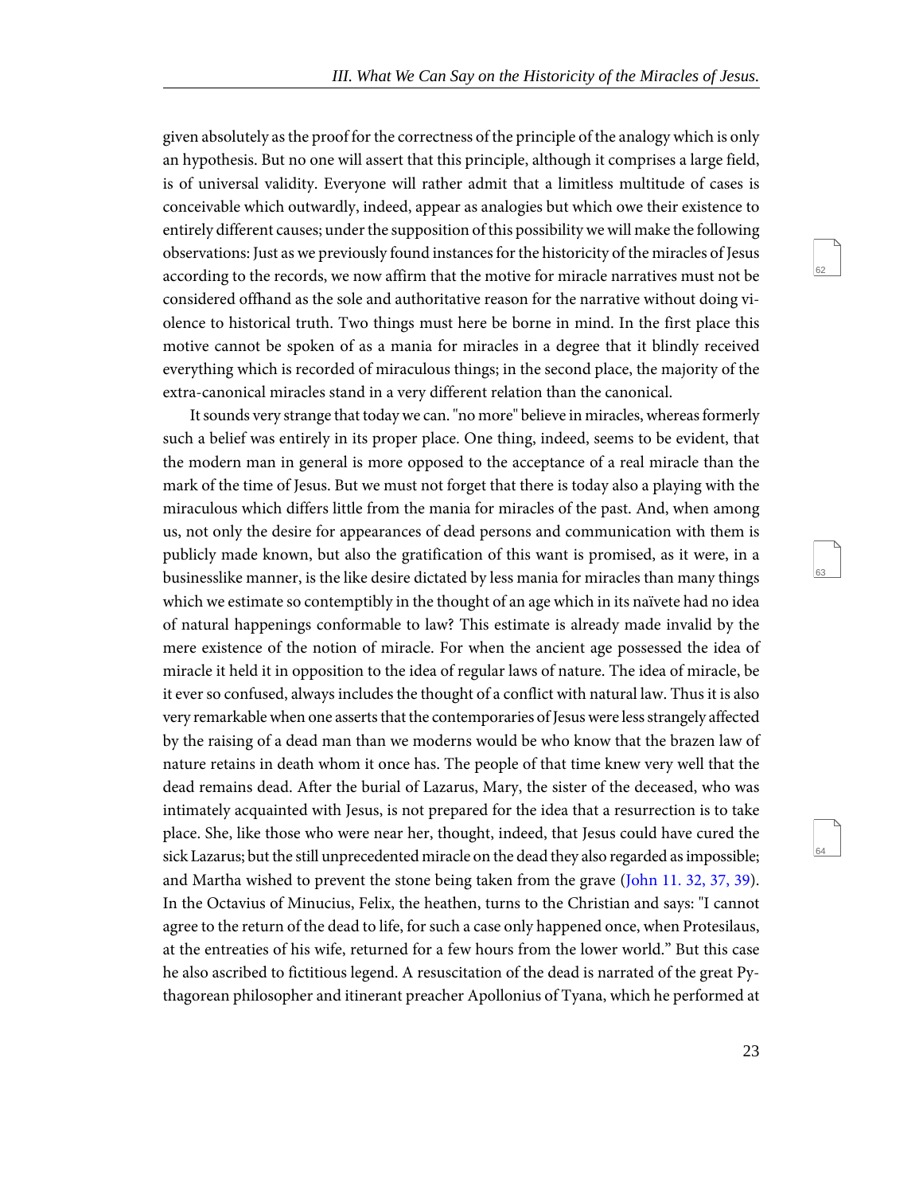given absolutely as the proof for the correctness of the principle of the analogy which is only an hypothesis. But no one will assert that this principle, although it comprises a large field, is of universal validity. Everyone will rather admit that a limitless multitude of cases is conceivable which outwardly, indeed, appear as analogies but which owe their existence to entirely different causes; under the supposition of this possibility we will make the following observations: Just as we previously found instances for the historicity of the miracles of Jesus according to the records, we now affirm that the motive for miracle narratives must not be considered offhand as the sole and authoritative reason for the narrative without doing violence to historical truth. Two things must here be borne in mind. In the first place this motive cannot be spoken of as a mania for miracles in a degree that it blindly received everything which is recorded of miraculous things; in the second place, the majority of the extra-canonical miracles stand in a very different relation than the canonical.

It sounds very strange that today we can. "no more" believe in miracles, whereas formerly such a belief was entirely in its proper place. One thing, indeed, seems to be evident, that the modern man in general is more opposed to the acceptance of a real miracle than the mark of the time of Jesus. But we must not forget that there is today also a playing with the miraculous which differs little from the mania for miracles of the past. And, when among us, not only the desire for appearances of dead persons and communication with them is publicly made known, but also the gratification of this want is promised, as it were, in a businesslike manner, is the like desire dictated by less mania for miracles than many things which we estimate so contemptibly in the thought of an age which in its naïvete had no idea of natural happenings conformable to law? This estimate is already made invalid by the mere existence of the notion of miracle. For when the ancient age possessed the idea of miracle it held it in opposition to the idea of regular laws of nature. The idea of miracle, be it ever so confused, always includes the thought of a conflict with natural law. Thus it is also very remarkable when one asserts that the contemporaries of Jesus were less strangely affected by the raising of a dead man than we moderns would be who know that the brazen law of nature retains in death whom it once has. The people of that time knew very well that the dead remains dead. After the burial of Lazarus, Mary, the sister of the deceased, who was intimately acquainted with Jesus, is not prepared for the idea that a resurrection is to take place. She, like those who were near her, thought, indeed, that Jesus could have cured the sick Lazarus; but the still unprecedented miracle on the dead they also regarded as impossible; and Martha wished to prevent the stone being taken from the grave (John 11. 32, 37, 39). In the Octavius of Minucius, Felix, the heathen, turns to the Christian and says: "I cannot agree to the return of the dead to life, for such a case only happened once, when Protesilaus, at the entreaties of his wife, returned for a few hours from the lower world." But this case he also ascribed to fictitious legend. A resuscitation of the dead is narrated of the great Pythagorean philosopher and itinerant preacher Apollonius of Tyana, which he performed at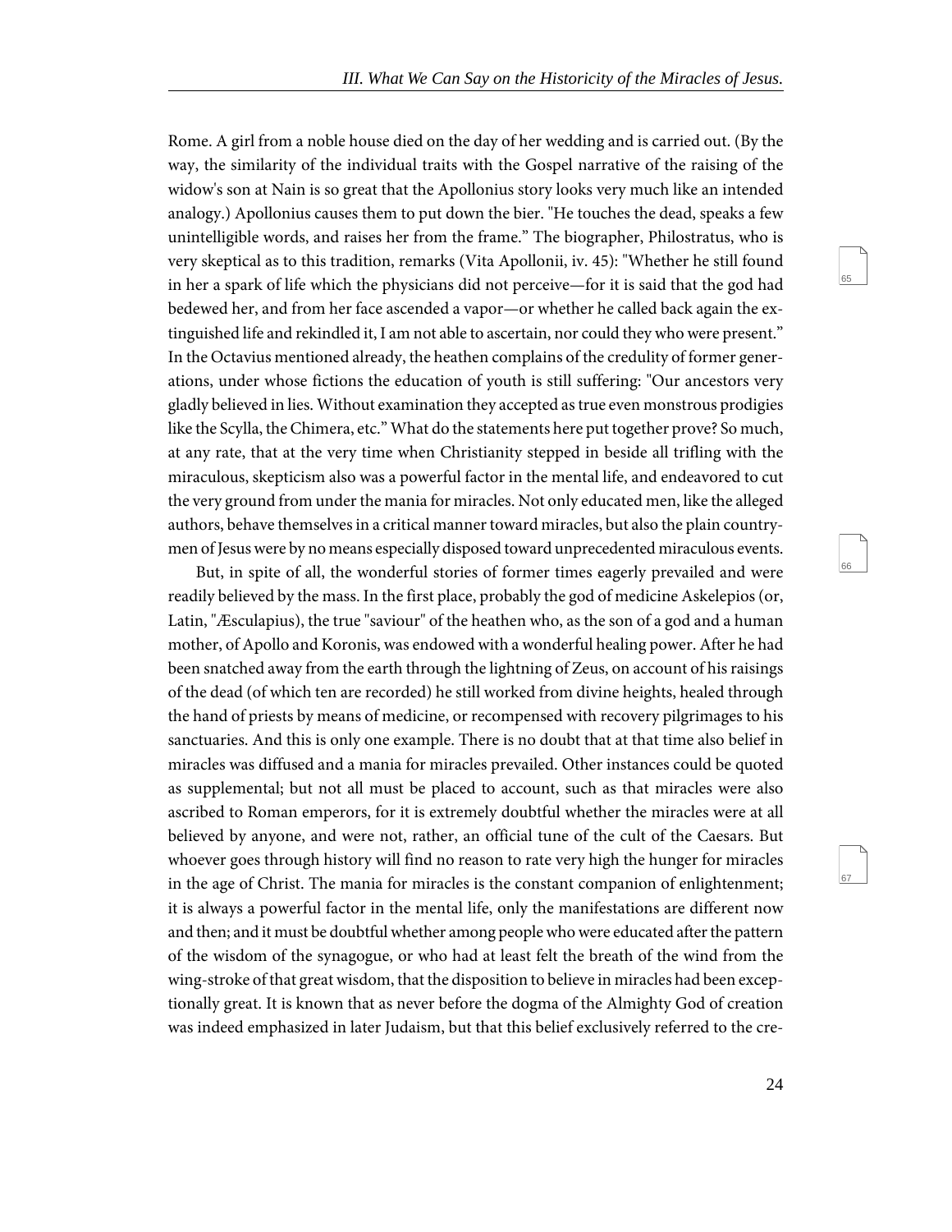Rome. A girl from a noble house died on the day of her wedding and is carried out. (By the way, the similarity of the individual traits with the Gospel narrative of the raising of the widow's son at Nain is so great that the Apollonius story looks very much like an intended analogy.) Apollonius causes them to put down the bier. "He touches the dead, speaks a few unintelligible words, and raises her from the frame." The biographer, Philostratus, who is very skeptical as to this tradition, remarks (Vita Apollonii, iv. 45): "Whether he still found in her a spark of life which the physicians did not perceive—for it is said that the god had bedewed her, and from her face ascended a vapor—or whether he called back again the extinguished life and rekindled it, I am not able to ascertain, nor could they who were present." In the Octavius mentioned already, the heathen complains of the credulity of former generations, under whose fictions the education of youth is still suffering: "Our ancestors very gladly believed in lies. Without examination they accepted as true even monstrous prodigies like the Scylla, the Chimera, etc." What do the statements here put together prove? So much, at any rate, that at the very time when Christianity stepped in beside all trifling with the miraculous, skepticism also was a powerful factor in the mental life, and endeavored to cut the very ground from under the mania for miracles. Not only educated men, like the alleged authors, behave themselves in a critical manner toward miracles, but also the plain countrymen of Jesus were by no means especially disposed toward unprecedented miraculous events.

But, in spite of all, the wonderful stories of former times eagerly prevailed and were readily believed by the mass. In the first place, probably the god of medicine Askelepios (or, Latin, "Æsculapius), the true "saviour" of the heathen who, as the son of a god and a human mother, of Apollo and Koronis, was endowed with a wonderful healing power. After he had been snatched away from the earth through the lightning of Zeus, on account of his raisings of the dead (of which ten are recorded) he still worked from divine heights, healed through the hand of priests by means of medicine, or recompensed with recovery pilgrimages to his sanctuaries. And this is only one example. There is no doubt that at that time also belief in miracles was diffused and a mania for miracles prevailed. Other instances could be quoted as supplemental; but not all must be placed to account, such as that miracles were also ascribed to Roman emperors, for it is extremely doubtful whether the miracles were at all believed by anyone, and were not, rather, an official tune of the cult of the Caesars. But whoever goes through history will find no reason to rate very high the hunger for miracles in the age of Christ. The mania for miracles is the constant companion of enlightenment; it is always a powerful factor in the mental life, only the manifestations are different now and then; and it must be doubtful whether among people who were educated after the pattern of the wisdom of the synagogue, or who had at least felt the breath of the wind from the wing-stroke of that great wisdom, that the disposition to believe in miracles had been exceptionally great. It is known that as never before the dogma of the Almighty God of creation was indeed emphasized in later Judaism, but that this belief exclusively referred to the cre-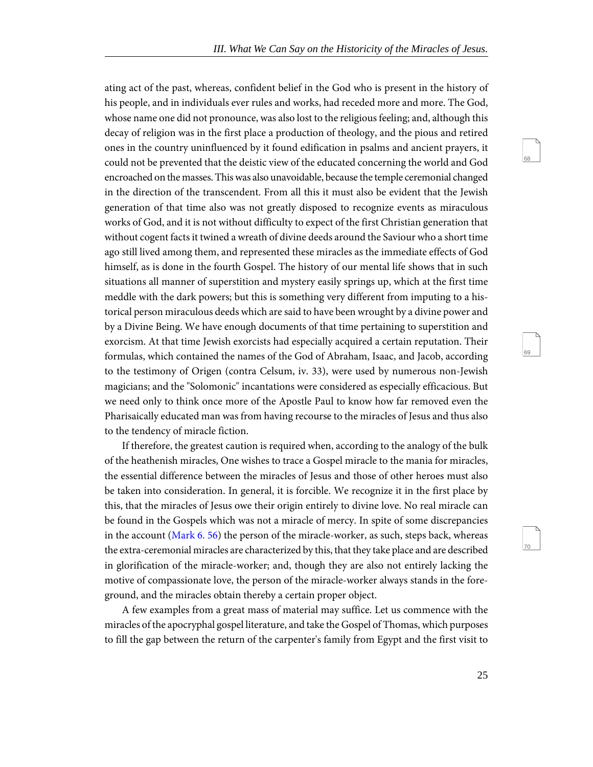ating act of the past, whereas, confident belief in the God who is present in the history of his people, and in individuals ever rules and works, had receded more and more. The God, whose name one did not pronounce, was also lost to the religious feeling; and, although this decay of religion was in the first place a production of theology, and the pious and retired ones in the country uninfluenced by it found edification in psalms and ancient prayers, it could not be prevented that the deistic view of the educated concerning the world and God encroached on the masses. This was also unavoidable, because the temple ceremonial changed in the direction of the transcendent. From all this it must also be evident that the Jewish generation of that time also was not greatly disposed to recognize events as miraculous works of God, and it is not without difficulty to expect of the first Christian generation that without cogent facts it twined a wreath of divine deeds around the Saviour who a short time ago still lived among them, and represented these miracles as the immediate effects of God himself, as is done in the fourth Gospel. The history of our mental life shows that in such situations all manner of superstition and mystery easily springs up, which at the first time meddle with the dark powers; but this is something very different from imputing to a historical person miraculous deeds which are said to have been wrought by a divine power and by a Divine Being. We have enough documents of that time pertaining to superstition and exorcism. At that time Jewish exorcists had especially acquired a certain reputation. Their formulas, which contained the names of the God of Abraham, Isaac, and Jacob, according to the testimony of Origen (contra Celsum, iv. 33), were used by numerous non-Jewish magicians; and the "Solomonic" incantations were considered as especially efficacious. But we need only to think once more of the Apostle Paul to know how far removed even the Pharisaically educated man was from having recourse to the miracles of Jesus and thus also to the tendency of miracle fiction.

If therefore, the greatest caution is required when, according to the analogy of the bulk of the heathenish miracles, One wishes to trace a Gospel miracle to the mania for miracles, the essential difference between the miracles of Jesus and those of other heroes must also be taken into consideration. In general, it is forcible. We recognize it in the first place by this, that the miracles of Jesus owe their origin entirely to divine love. No real miracle can be found in the Gospels which was not a miracle of mercy. In spite of some discrepancies in the account (Mark 6. 56) the person of the miracle-worker, as such, steps back, whereas the extra-ceremonial miracles are characterized by this, that they take place and are described in glorification of the miracle-worker; and, though they are also not entirely lacking the motive of compassionate love, the person of the miracle-worker always stands in the foreground, and the miracles obtain thereby a certain proper object.

A few examples from a great mass of material may suffice. Let us commence with the miracles of the apocryphal gospel literature, and take the Gospel of Thomas, which purposes to fill the gap between the return of the carpenter's family from Egypt and the first visit to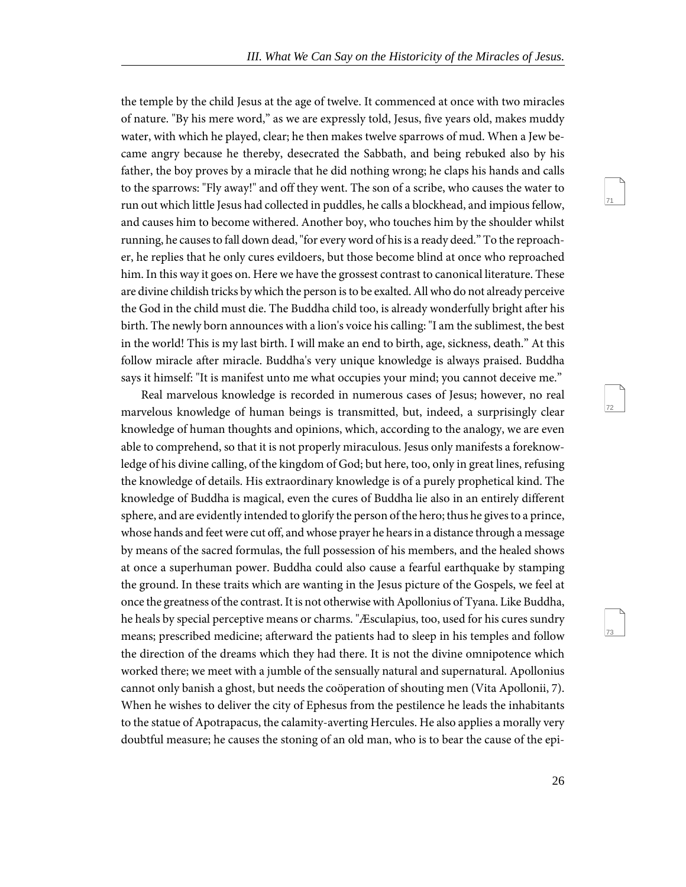the temple by the child Jesus at the age of twelve. It commenced at once with two miracles of nature. "By his mere word," as we are expressly told, Jesus, five years old, makes muddy water, with which he played, clear; he then makes twelve sparrows of mud. When a Jew became angry because he thereby, desecrated the Sabbath, and being rebuked also by his father, the boy proves by a miracle that he did nothing wrong; he claps his hands and calls to the sparrows: "Fly away!" and off they went. The son of a scribe, who causes the water to run out which little Jesus had collected in puddles, he calls a blockhead, and impious fellow, and causes him to become withered. Another boy, who touches him by the shoulder whilst running, he causes to fall down dead, "for every word of his is a ready deed." To the reproacher, he replies that he only cures evildoers, but those become blind at once who reproached him. In this way it goes on. Here we have the grossest contrast to canonical literature. These are divine childish tricks by which the person is to be exalted. All who do not already perceive the God in the child must die. The Buddha child too, is already wonderfully bright after his birth. The newly born announces with a lion's voice his calling: "I am the sublimest, the best in the world! This is my last birth. I will make an end to birth, age, sickness, death." At this follow miracle after miracle. Buddha's very unique knowledge is always praised. Buddha says it himself: "It is manifest unto me what occupies your mind; you cannot deceive me."

Real marvelous knowledge is recorded in numerous cases of Jesus; however, no real marvelous knowledge of human beings is transmitted, but, indeed, a surprisingly clear knowledge of human thoughts and opinions, which, according to the analogy, we are even able to comprehend, so that it is not properly miraculous. Jesus only manifests a foreknowledge of his divine calling, of the kingdom of God; but here, too, only in great lines, refusing the knowledge of details. His extraordinary knowledge is of a purely prophetical kind. The knowledge of Buddha is magical, even the cures of Buddha lie also in an entirely different sphere, and are evidently intended to glorify the person of the hero; thus he gives to a prince, whose hands and feet were cut off, and whose prayer he hears in a distance through a message by means of the sacred formulas, the full possession of his members, and the healed shows at once a superhuman power. Buddha could also cause a fearful earthquake by stamping the ground. In these traits which are wanting in the Jesus picture of the Gospels, we feel at once the greatness of the contrast. It is not otherwise with Apollonius of Tyana. Like Buddha, he heals by special perceptive means or charms. "Æsculapius, too, used for his cures sundry means; prescribed medicine; afterward the patients had to sleep in his temples and follow the direction of the dreams which they had there. It is not the divine omnipotence which worked there; we meet with a jumble of the sensually natural and supernatural. Apollonius cannot only banish a ghost, but needs the coöperation of shouting men (Vita Apollonii, 7). When he wishes to deliver the city of Ephesus from the pestilence he leads the inhabitants to the statue of Apotrapacus, the calamity-averting Hercules. He also applies a morally very doubtful measure; he causes the stoning of an old man, who is to bear the cause of the epi-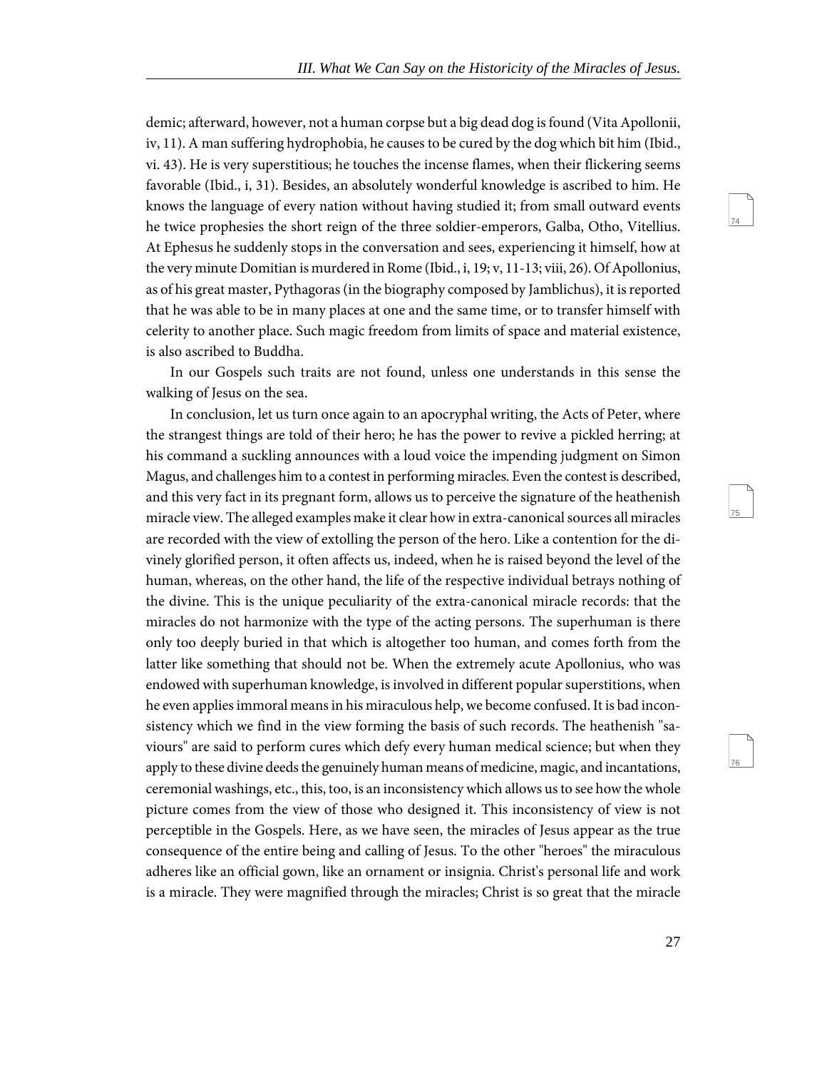demic; afterward, however, not a human corpse but a big dead dog is found (Vita Apollonii, iv, 11). A man suffering hydrophobia, he causes to be cured by the dog which bit him (Ibid., vi. 43). He is very superstitious; he touches the incense flames, when their flickering seems favorable (Ibid., i, 31). Besides, an absolutely wonderful knowledge is ascribed to him. He knows the language of every nation without having studied it; from small outward events he twice prophesies the short reign of the three soldier-emperors, Galba, Otho, Vitellius. At Ephesus he suddenly stops in the conversation and sees, experiencing it himself, how at the very minute Domitian is murdered in Rome (Ibid., i, 19; v, 11-13; viii, 26). Of Apollonius, as of his great master, Pythagoras (in the biography composed by Jamblichus), it is reported that he was able to be in many places at one and the same time, or to transfer himself with celerity to another place. Such magic freedom from limits of space and material existence, is also ascribed to Buddha.

In our Gospels such traits are not found, unless one understands in this sense the walking of Jesus on the sea.

In conclusion, let us turn once again to an apocryphal writing, the Acts of Peter, where the strangest things are told of their hero; he has the power to revive a pickled herring; at his command a suckling announces with a loud voice the impending judgment on Simon Magus, and challenges him to a contest in performing miracles. Even the contest is described, and this very fact in its pregnant form, allows us to perceive the signature of the heathenish miracle view. The alleged examples make it clear how in extra-canonical sources all miracles are recorded with the view of extolling the person of the hero. Like a contention for the divinely glorified person, it often affects us, indeed, when he is raised beyond the level of the human, whereas, on the other hand, the life of the respective individual betrays nothing of the divine. This is the unique peculiarity of the extra-canonical miracle records: that the miracles do not harmonize with the type of the acting persons. The superhuman is there only too deeply buried in that which is altogether too human, and comes forth from the latter like something that should not be. When the extremely acute Apollonius, who was endowed with superhuman knowledge, is involved in different popular superstitions, when he even applies immoral means in his miraculous help, we become confused. It is bad inconsistency which we find in the view forming the basis of such records. The heathenish "saviours" are said to perform cures which defy every human medical science; but when they apply to these divine deeds the genuinely human means of medicine, magic, and incantations, ceremonial washings, etc., this, too, is an inconsistency which allows us to see how the whole picture comes from the view of those who designed it. This inconsistency of view is not perceptible in the Gospels. Here, as we have seen, the miracles of Jesus appear as the true consequence of the entire being and calling of Jesus. To the other "heroes" the miraculous adheres like an official gown, like an ornament or insignia. Christ's personal life and work is a miracle. They were magnified through the miracles; Christ is so great that the miracle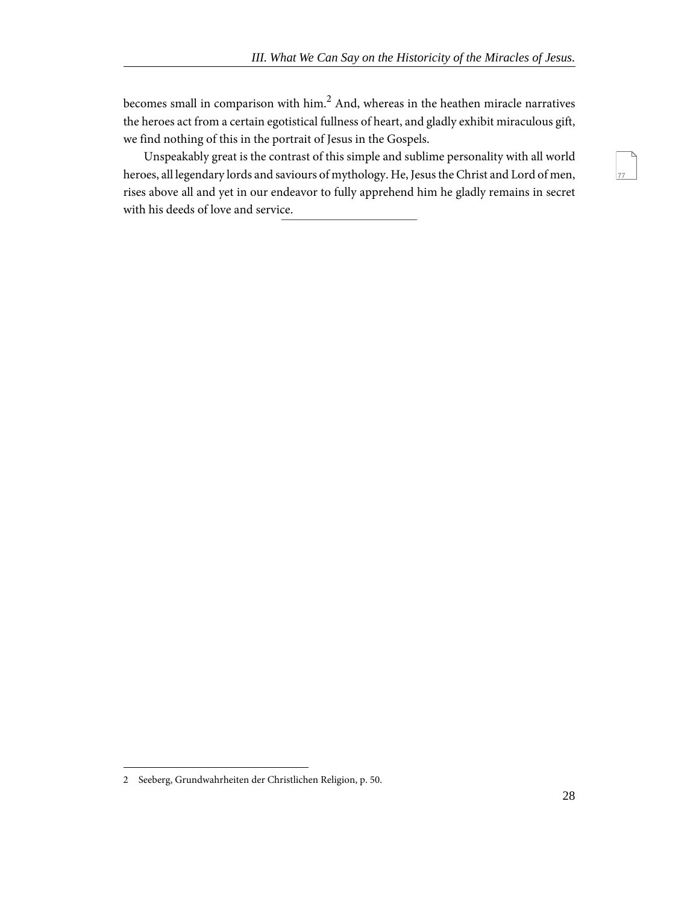becomes small in comparison with him.[2] And, whereas in the heathen miracle narratives the heroes act from a certain egotistical fullness of heart, and gladly exhibit miraculous gift, we find nothing of this in the portrait of Jesus in the Gospels.

Unspeakably great is the contrast of this simple and sublime personality with all world heroes, all legendary lords and saviours of mythology. He, Jesus the Christ and Lord of men, rises above all and yet in our endeavor to fully apprehend him he gladly remains in secret with his deeds of love and service.

---

2 Seeberg, Grundwahrheiten der Christlichen Religion, p. 50.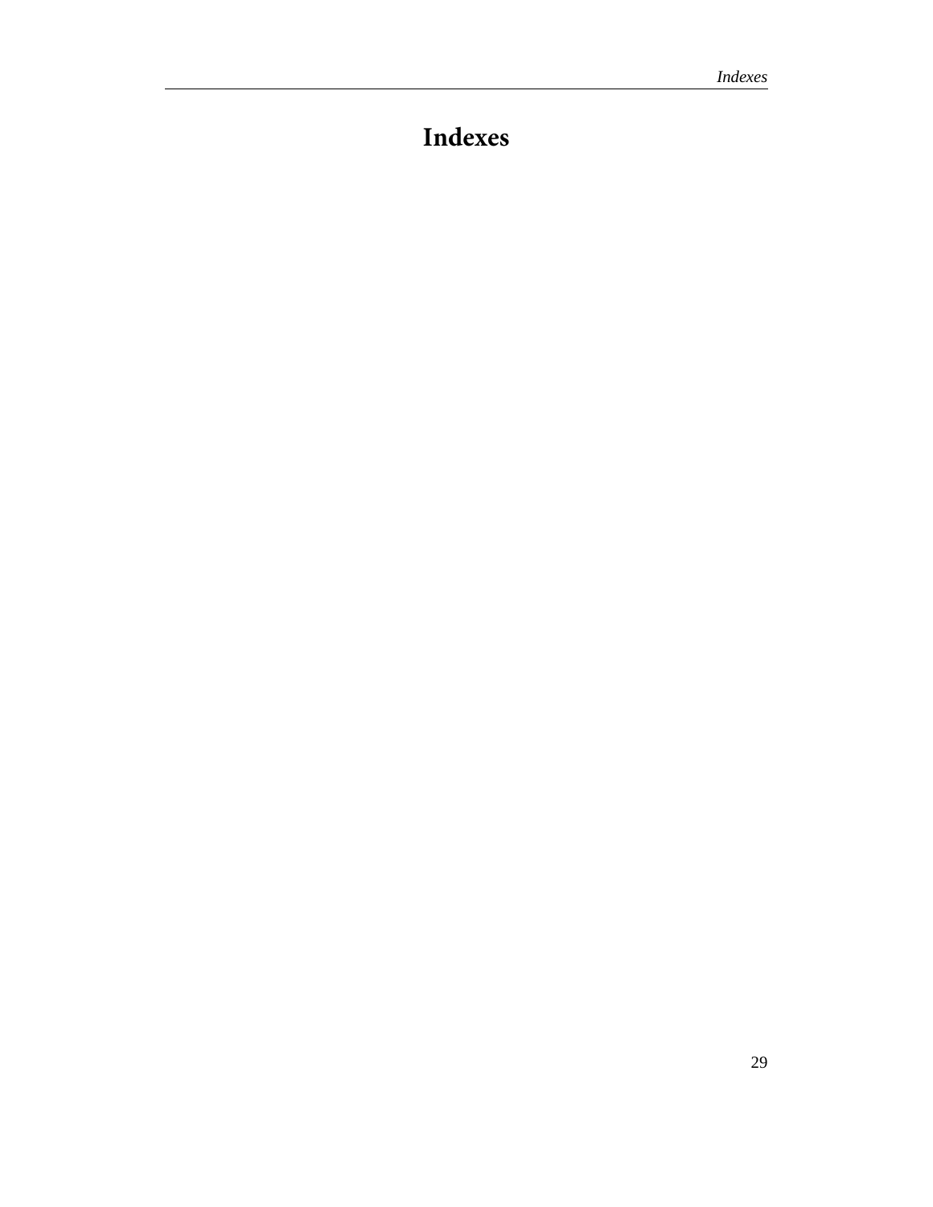# Indexes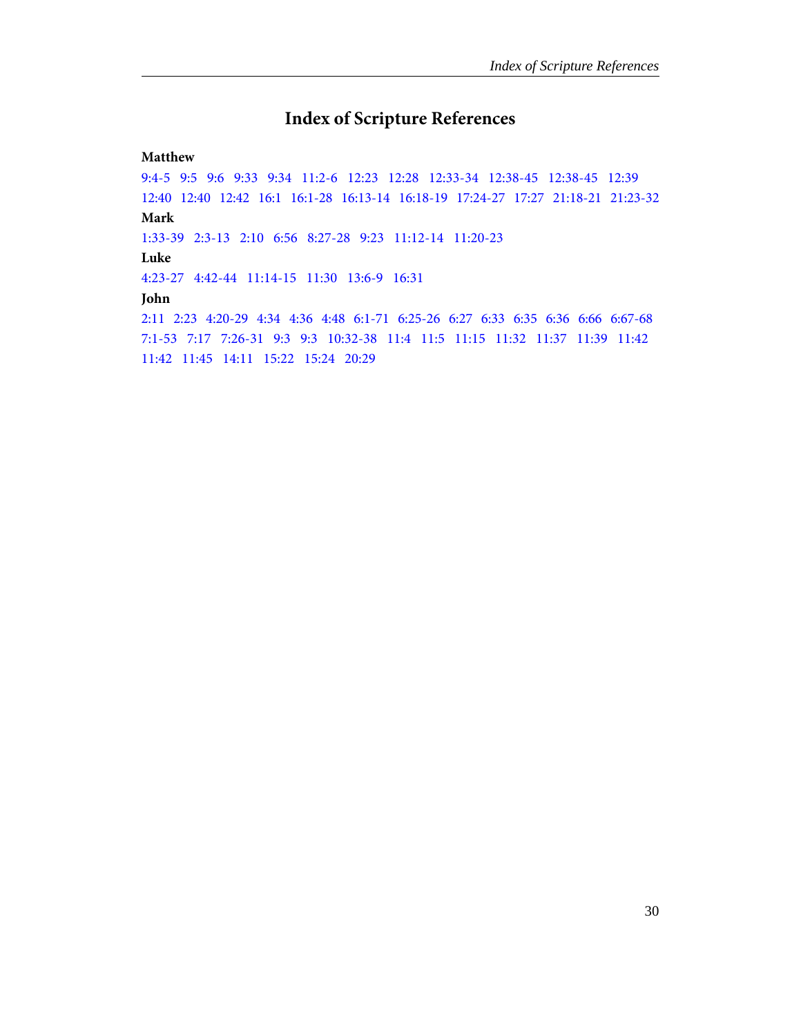# Index of Scripture References

**Matthew**

9:4-5   9:5   9:6   9:33   9:34   11:2-6   12:23   12:28   12:33-34   12:38-45   12:38-45   12:39   12:40   12:40   12:42   16:1   16:1-28   16:13-14   16:18-19   17:24-27   17:27   21:18-21   21:23-32

**Mark**

1:33-39   2:3-13   2:10   6:56   8:27-28   9:23   11:12-14   11:20-23

**Luke**

4:23-27   4:42-44   11:14-15   11:30   13:6-9   16:31

**John**

2:11   2:23   4:20-29   4:34   4:36   4:48   6:1-71   6:25-26   6:27   6:33   6:35   6:36   6:66   6:67-68   7:1-53   7:17   7:26-31   9:3   9:3   10:32-38   11:4   11:5   11:15   11:32   11:37   11:39   11:42   11:42   11:45   14:11   15:22   15:24   20:29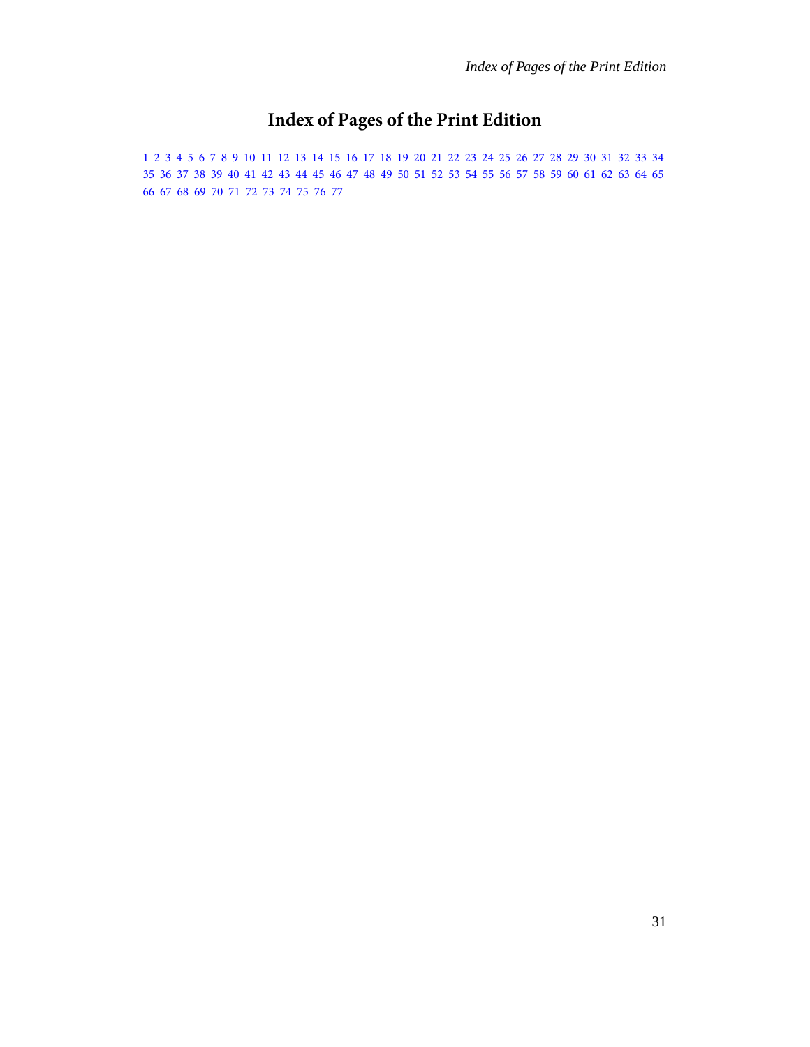# Index of Pages of the Print Edition

1 2 3 4 5 6 7 8 9 10 11 12 13 14 15 16 17 18 19 20 21 22 23 24 25 26 27 28 29 30 31 32 33 34 35 36 37 38 39 40 41 42 43 44 45 46 47 48 49 50 51 52 53 54 55 56 57 58 59 60 61 62 63 64 65 66 67 68 69 70 71 72 73 74 75 76 77